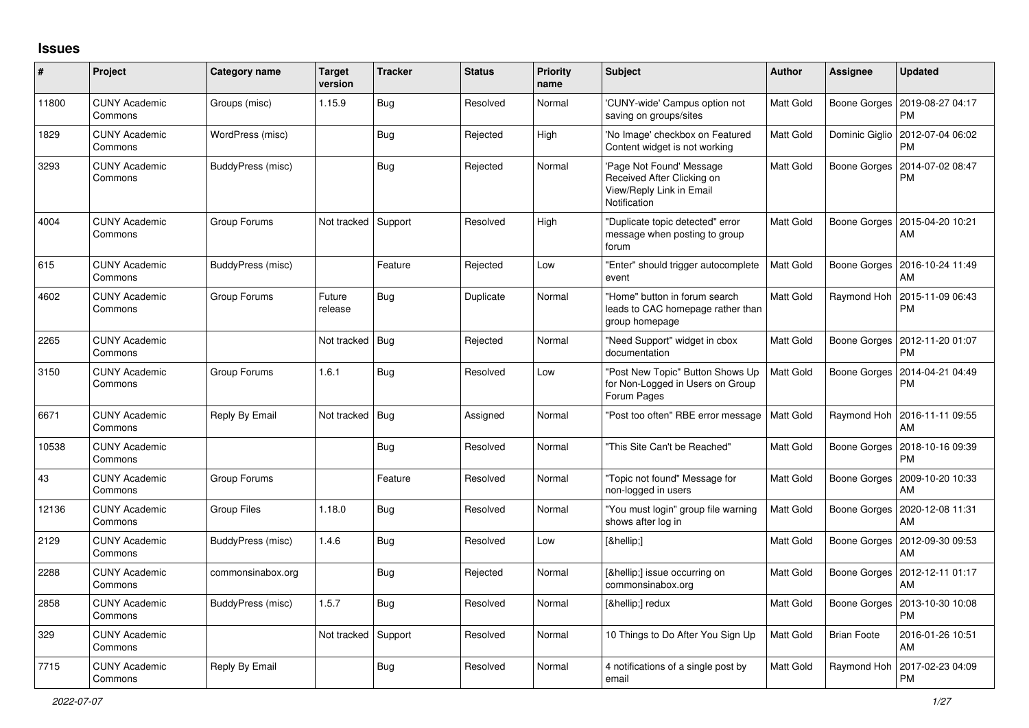## Issues

| # | Project | Category name | Target version | Tracker | Status | Priority name | Subject | Author | Assignee | Updated |
|---|---|---|---|---|---|---|---|---|---|---|
| 11800 | CUNY Academic Commons | Groups (misc) | 1.15.9 | Bug | Resolved | Normal | 'CUNY-wide' Campus option not saving on groups/sites | Matt Gold | Boone Gorges | 2019-08-27 04:17 PM |
| 1829 | CUNY Academic Commons | WordPress (misc) | | Bug | Rejected | High | 'No Image' checkbox on Featured Content widget is not working | Matt Gold | Dominic Giglio | 2012-07-04 06:02 PM |
| 3293 | CUNY Academic Commons | BuddyPress (misc) | | Bug | Rejected | Normal | 'Page Not Found' Message Received After Clicking on View/Reply Link in Email Notification | Matt Gold | Boone Gorges | 2014-07-02 08:47 PM |
| 4004 | CUNY Academic Commons | Group Forums | Not tracked | Support | Resolved | High | "Duplicate topic detected" error message when posting to group forum | Matt Gold | Boone Gorges | 2015-04-20 10:21 AM |
| 615 | CUNY Academic Commons | BuddyPress (misc) | | Feature | Rejected | Low | "Enter" should trigger autocomplete event | Matt Gold | Boone Gorges | 2016-10-24 11:49 AM |
| 4602 | CUNY Academic Commons | Group Forums | Future release | Bug | Duplicate | Normal | "Home" button in forum search leads to CAC homepage rather than group homepage | Matt Gold | Raymond Hoh | 2015-11-09 06:43 PM |
| 2265 | CUNY Academic Commons | | Not tracked | Bug | Rejected | Normal | "Need Support" widget in cbox documentation | Matt Gold | Boone Gorges | 2012-11-20 01:07 PM |
| 3150 | CUNY Academic Commons | Group Forums | 1.6.1 | Bug | Resolved | Low | "Post New Topic" Button Shows Up for Non-Logged in Users on Group Forum Pages | Matt Gold | Boone Gorges | 2014-04-21 04:49 PM |
| 6671 | CUNY Academic Commons | Reply By Email | Not tracked | Bug | Assigned | Normal | "Post too often" RBE error message | Matt Gold | Raymond Hoh | 2016-11-11 09:55 AM |
| 10538 | CUNY Academic Commons | | | Bug | Resolved | Normal | "This Site Can't be Reached" | Matt Gold | Boone Gorges | 2018-10-16 09:39 PM |
| 43 | CUNY Academic Commons | Group Forums | | Feature | Resolved | Normal | "Topic not found" Message for non-logged in users | Matt Gold | Boone Gorges | 2009-10-20 10:33 AM |
| 12136 | CUNY Academic Commons | Group Files | 1.18.0 | Bug | Resolved | Normal | "You must login" group file warning shows after log in | Matt Gold | Boone Gorges | 2020-12-08 11:31 AM |
| 2129 | CUNY Academic Commons | BuddyPress (misc) | 1.4.6 | Bug | Resolved | Low | [&hellip;] | Matt Gold | Boone Gorges | 2012-09-30 09:53 AM |
| 2288 | CUNY Academic Commons | commonsinabox.org | | Bug | Rejected | Normal | [&hellip;] issue occurring on commonsinabox.org | Matt Gold | Boone Gorges | 2012-12-11 01:17 AM |
| 2858 | CUNY Academic Commons | BuddyPress (misc) | 1.5.7 | Bug | Resolved | Normal | [&hellip;] redux | Matt Gold | Boone Gorges | 2013-10-30 10:08 PM |
| 329 | CUNY Academic Commons | | Not tracked | Support | Resolved | Normal | 10 Things to Do After You Sign Up | Matt Gold | Brian Foote | 2016-01-26 10:51 AM |
| 7715 | CUNY Academic Commons | Reply By Email | | Bug | Resolved | Normal | 4 notifications of a single post by email | Matt Gold | Raymond Hoh | 2017-02-23 04:09 PM |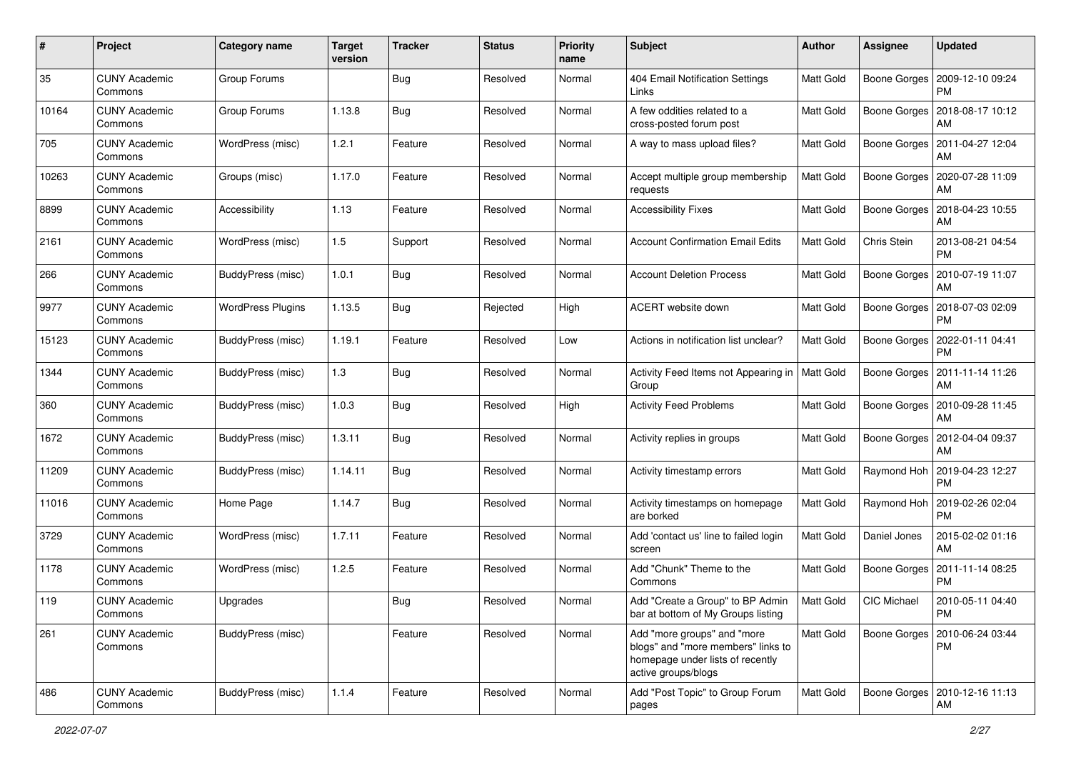| # | Project | Category name | Target version | Tracker | Status | Priority name | Subject | Author | Assignee | Updated |
|---|---|---|---|---|---|---|---|---|---|---|
| 35 | CUNY Academic Commons | Group Forums | | Bug | Resolved | Normal | 404 Email Notification Settings Links | Matt Gold | Boone Gorges | 2009-12-10 09:24 PM |
| 10164 | CUNY Academic Commons | Group Forums | 1.13.8 | Bug | Resolved | Normal | A few oddities related to a cross-posted forum post | Matt Gold | Boone Gorges | 2018-08-17 10:12 AM |
| 705 | CUNY Academic Commons | WordPress (misc) | 1.2.1 | Feature | Resolved | Normal | A way to mass upload files? | Matt Gold | Boone Gorges | 2011-04-27 12:04 AM |
| 10263 | CUNY Academic Commons | Groups (misc) | 1.17.0 | Feature | Resolved | Normal | Accept multiple group membership requests | Matt Gold | Boone Gorges | 2020-07-28 11:09 AM |
| 8899 | CUNY Academic Commons | Accessibility | 1.13 | Feature | Resolved | Normal | Accessibility Fixes | Matt Gold | Boone Gorges | 2018-04-23 10:55 AM |
| 2161 | CUNY Academic Commons | WordPress (misc) | 1.5 | Support | Resolved | Normal | Account Confirmation Email Edits | Matt Gold | Chris Stein | 2013-08-21 04:54 PM |
| 266 | CUNY Academic Commons | BuddyPress (misc) | 1.0.1 | Bug | Resolved | Normal | Account Deletion Process | Matt Gold | Boone Gorges | 2010-07-19 11:07 AM |
| 9977 | CUNY Academic Commons | WordPress Plugins | 1.13.5 | Bug | Rejected | High | ACERT website down | Matt Gold | Boone Gorges | 2018-07-03 02:09 PM |
| 15123 | CUNY Academic Commons | BuddyPress (misc) | 1.19.1 | Feature | Resolved | Low | Actions in notification list unclear? | Matt Gold | Boone Gorges | 2022-01-11 04:41 PM |
| 1344 | CUNY Academic Commons | BuddyPress (misc) | 1.3 | Bug | Resolved | Normal | Activity Feed Items not Appearing in Group | Matt Gold | Boone Gorges | 2011-11-14 11:26 AM |
| 360 | CUNY Academic Commons | BuddyPress (misc) | 1.0.3 | Bug | Resolved | High | Activity Feed Problems | Matt Gold | Boone Gorges | 2010-09-28 11:45 AM |
| 1672 | CUNY Academic Commons | BuddyPress (misc) | 1.3.11 | Bug | Resolved | Normal | Activity replies in groups | Matt Gold | Boone Gorges | 2012-04-04 09:37 AM |
| 11209 | CUNY Academic Commons | BuddyPress (misc) | 1.14.11 | Bug | Resolved | Normal | Activity timestamp errors | Matt Gold | Raymond Hoh | 2019-04-23 12:27 PM |
| 11016 | CUNY Academic Commons | Home Page | 1.14.7 | Bug | Resolved | Normal | Activity timestamps on homepage are borked | Matt Gold | Raymond Hoh | 2019-02-26 02:04 PM |
| 3729 | CUNY Academic Commons | WordPress (misc) | 1.7.11 | Feature | Resolved | Normal | Add 'contact us' line to failed login screen | Matt Gold | Daniel Jones | 2015-02-02 01:16 AM |
| 1178 | CUNY Academic Commons | WordPress (misc) | 1.2.5 | Feature | Resolved | Normal | Add "Chunk" Theme to the Commons | Matt Gold | Boone Gorges | 2011-11-14 08:25 PM |
| 119 | CUNY Academic Commons | Upgrades | | Bug | Resolved | Normal | Add "Create a Group" to BP Admin bar at bottom of My Groups listing | Matt Gold | CIC Michael | 2010-05-11 04:40 PM |
| 261 | CUNY Academic Commons | BuddyPress (misc) | | Feature | Resolved | Normal | Add "more groups" and "more blogs" and "more members" links to homepage under lists of recently active groups/blogs | Matt Gold | Boone Gorges | 2010-06-24 03:44 PM |
| 486 | CUNY Academic Commons | BuddyPress (misc) | 1.1.4 | Feature | Resolved | Normal | Add "Post Topic" to Group Forum pages | Matt Gold | Boone Gorges | 2010-12-16 11:13 AM |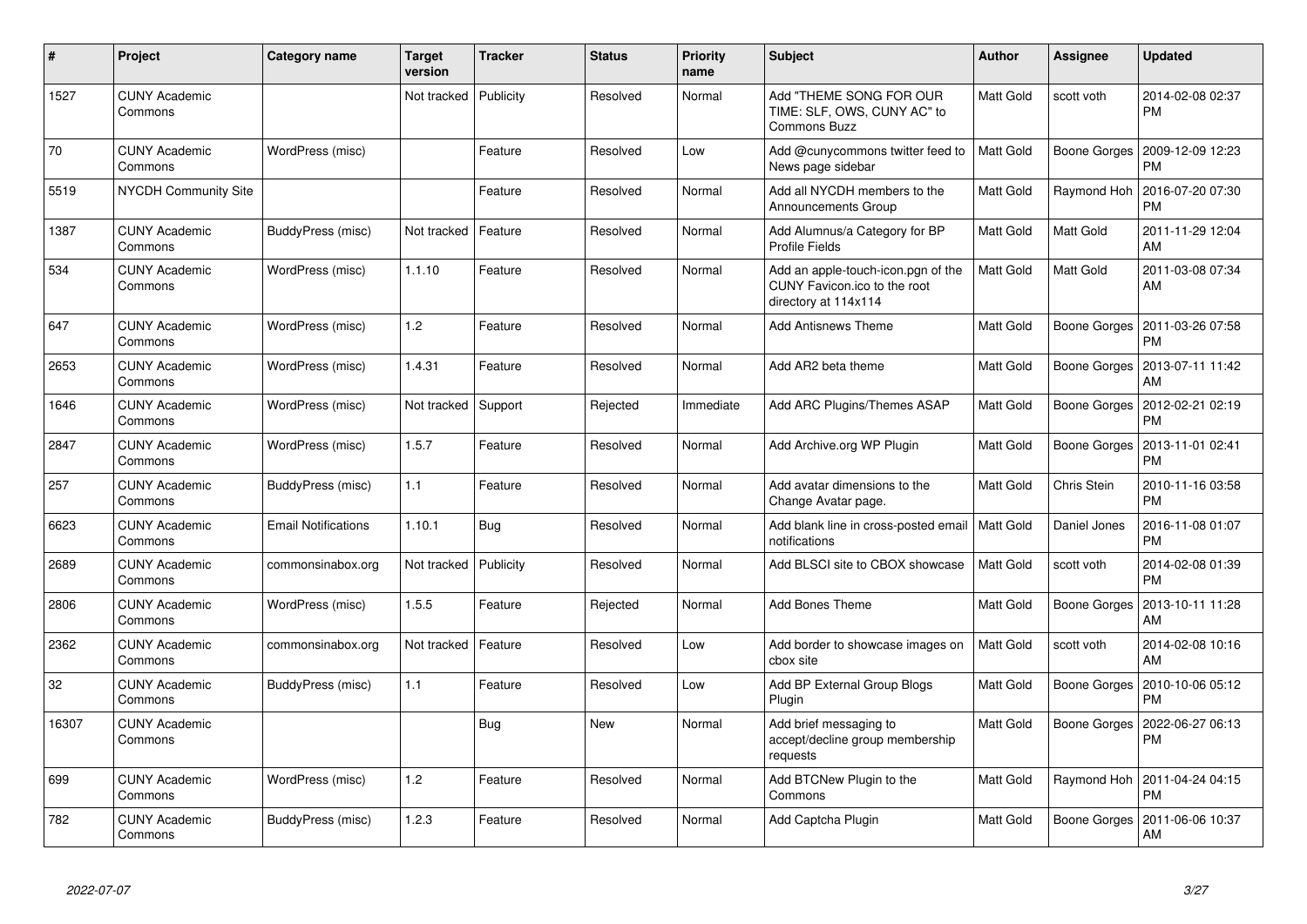| # | Project | Category name | Target version | Tracker | Status | Priority name | Subject | Author | Assignee | Updated |
|---|---|---|---|---|---|---|---|---|---|---|
| 1527 | CUNY Academic Commons | | Not tracked | Publicity | Resolved | Normal | Add "THEME SONG FOR OUR TIME: SLF, OWS, CUNY AC" to Commons Buzz | Matt Gold | scott voth | 2014-02-08 02:37 PM |
| 70 | CUNY Academic Commons | WordPress (misc) | | Feature | Resolved | Low | Add @cunycommons twitter feed to News page sidebar | Matt Gold | Boone Gorges | 2009-12-09 12:23 PM |
| 5519 | NYCDH Community Site | | | Feature | Resolved | Normal | Add all NYCDH members to the Announcements Group | Matt Gold | Raymond Hoh | 2016-07-20 07:30 PM |
| 1387 | CUNY Academic Commons | BuddyPress (misc) | Not tracked | Feature | Resolved | Normal | Add Alumnus/a Category for BP Profile Fields | Matt Gold | Matt Gold | 2011-11-29 12:04 AM |
| 534 | CUNY Academic Commons | WordPress (misc) | 1.1.10 | Feature | Resolved | Normal | Add an apple-touch-icon.pgn of the CUNY Favicon.ico to the root directory at 114x114 | Matt Gold | Matt Gold | 2011-03-08 07:34 AM |
| 647 | CUNY Academic Commons | WordPress (misc) | 1.2 | Feature | Resolved | Normal | Add Antisnews Theme | Matt Gold | Boone Gorges | 2011-03-26 07:58 PM |
| 2653 | CUNY Academic Commons | WordPress (misc) | 1.4.31 | Feature | Resolved | Normal | Add AR2 beta theme | Matt Gold | Boone Gorges | 2013-07-11 11:42 AM |
| 1646 | CUNY Academic Commons | WordPress (misc) | Not tracked | Support | Rejected | Immediate | Add ARC Plugins/Themes ASAP | Matt Gold | Boone Gorges | 2012-02-21 02:19 PM |
| 2847 | CUNY Academic Commons | WordPress (misc) | 1.5.7 | Feature | Resolved | Normal | Add Archive.org WP Plugin | Matt Gold | Boone Gorges | 2013-11-01 02:41 PM |
| 257 | CUNY Academic Commons | BuddyPress (misc) | 1.1 | Feature | Resolved | Normal | Add avatar dimensions to the Change Avatar page. | Matt Gold | Chris Stein | 2010-11-16 03:58 PM |
| 6623 | CUNY Academic Commons | Email Notifications | 1.10.1 | Bug | Resolved | Normal | Add blank line in cross-posted email notifications | Matt Gold | Daniel Jones | 2016-11-08 01:07 PM |
| 2689 | CUNY Academic Commons | commonsinabox.org | Not tracked | Publicity | Resolved | Normal | Add BLSCI site to CBOX showcase | Matt Gold | scott voth | 2014-02-08 01:39 PM |
| 2806 | CUNY Academic Commons | WordPress (misc) | 1.5.5 | Feature | Rejected | Normal | Add Bones Theme | Matt Gold | Boone Gorges | 2013-10-11 11:28 AM |
| 2362 | CUNY Academic Commons | commonsinabox.org | Not tracked | Feature | Resolved | Low | Add border to showcase images on cbox site | Matt Gold | scott voth | 2014-02-08 10:16 AM |
| 32 | CUNY Academic Commons | BuddyPress (misc) | 1.1 | Feature | Resolved | Low | Add BP External Group Blogs Plugin | Matt Gold | Boone Gorges | 2010-10-06 05:12 PM |
| 16307 | CUNY Academic Commons | | | Bug | New | Normal | Add brief messaging to accept/decline group membership requests | Matt Gold | Boone Gorges | 2022-06-27 06:13 PM |
| 699 | CUNY Academic Commons | WordPress (misc) | 1.2 | Feature | Resolved | Normal | Add BTCNew Plugin to the Commons | Matt Gold | Raymond Hoh | 2011-04-24 04:15 PM |
| 782 | CUNY Academic Commons | BuddyPress (misc) | 1.2.3 | Feature | Resolved | Normal | Add Captcha Plugin | Matt Gold | Boone Gorges | 2011-06-06 10:37 AM |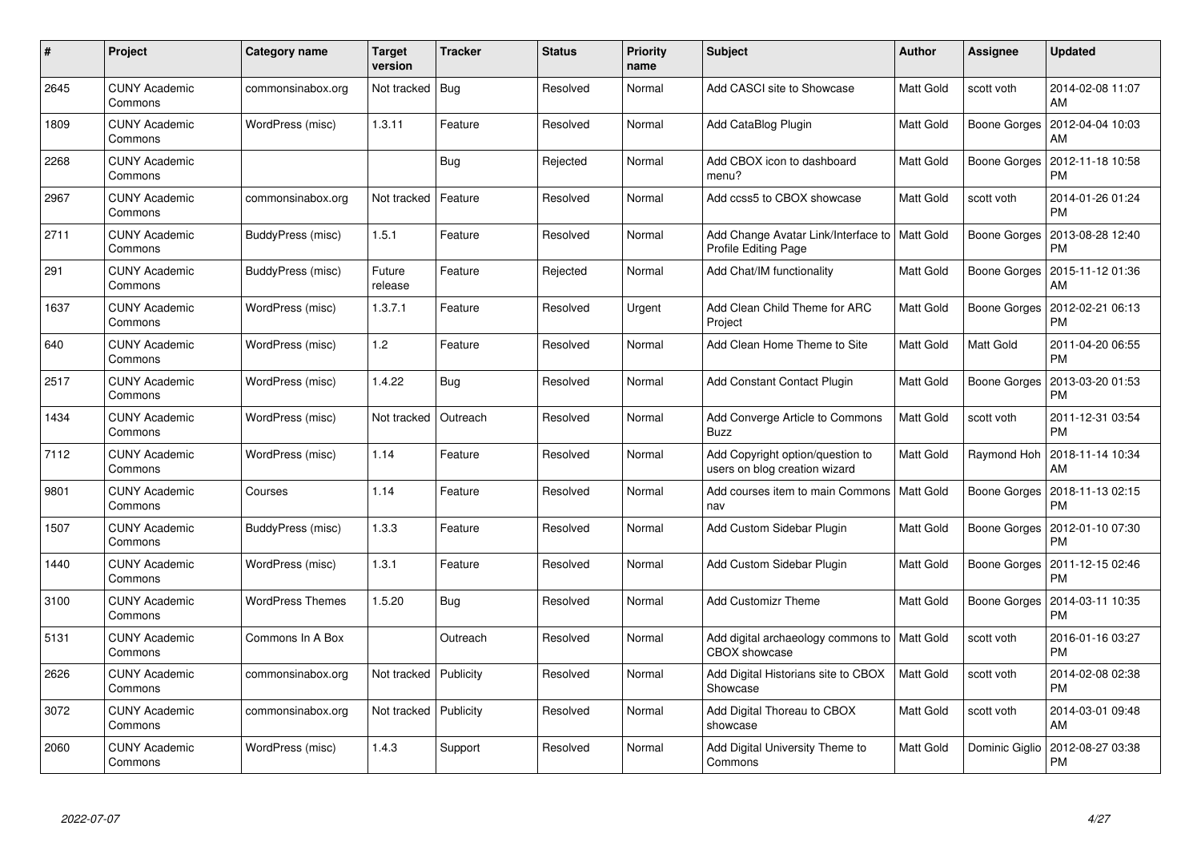| # | Project | Category name | Target version | Tracker | Status | Priority name | Subject | Author | Assignee | Updated |
|---|---|---|---|---|---|---|---|---|---|---|
| 2645 | CUNY Academic Commons | commonsinabox.org | Not tracked | Bug | Resolved | Normal | Add CASCI site to Showcase | Matt Gold | scott voth | 2014-02-08 11:07 AM |
| 1809 | CUNY Academic Commons | WordPress (misc) | 1.3.11 | Feature | Resolved | Normal | Add CataBlog Plugin | Matt Gold | Boone Gorges | 2012-04-04 10:03 AM |
| 2268 | CUNY Academic Commons | | | Bug | Rejected | Normal | Add CBOX icon to dashboard menu? | Matt Gold | Boone Gorges | 2012-11-18 10:58 PM |
| 2967 | CUNY Academic Commons | commonsinabox.org | Not tracked | Feature | Resolved | Normal | Add ccss5 to CBOX showcase | Matt Gold | scott voth | 2014-01-26 01:24 PM |
| 2711 | CUNY Academic Commons | BuddyPress (misc) | 1.5.1 | Feature | Resolved | Normal | Add Change Avatar Link/Interface to Profile Editing Page | Matt Gold | Boone Gorges | 2013-08-28 12:40 PM |
| 291 | CUNY Academic Commons | BuddyPress (misc) | Future release | Feature | Rejected | Normal | Add Chat/IM functionality | Matt Gold | Boone Gorges | 2015-11-12 01:36 AM |
| 1637 | CUNY Academic Commons | WordPress (misc) | 1.3.7.1 | Feature | Resolved | Urgent | Add Clean Child Theme for ARC Project | Matt Gold | Boone Gorges | 2012-02-21 06:13 PM |
| 640 | CUNY Academic Commons | WordPress (misc) | 1.2 | Feature | Resolved | Normal | Add Clean Home Theme to Site | Matt Gold | Matt Gold | 2011-04-20 06:55 PM |
| 2517 | CUNY Academic Commons | WordPress (misc) | 1.4.22 | Bug | Resolved | Normal | Add Constant Contact Plugin | Matt Gold | Boone Gorges | 2013-03-20 01:53 PM |
| 1434 | CUNY Academic Commons | WordPress (misc) | Not tracked | Outreach | Resolved | Normal | Add Converge Article to Commons Buzz | Matt Gold | scott voth | 2011-12-31 03:54 PM |
| 7112 | CUNY Academic Commons | WordPress (misc) | 1.14 | Feature | Resolved | Normal | Add Copyright option/question to users on blog creation wizard | Matt Gold | Raymond Hoh | 2018-11-14 10:34 AM |
| 9801 | CUNY Academic Commons | Courses | 1.14 | Feature | Resolved | Normal | Add courses item to main Commons nav | Matt Gold | Boone Gorges | 2018-11-13 02:15 PM |
| 1507 | CUNY Academic Commons | BuddyPress (misc) | 1.3.3 | Feature | Resolved | Normal | Add Custom Sidebar Plugin | Matt Gold | Boone Gorges | 2012-01-10 07:30 PM |
| 1440 | CUNY Academic Commons | WordPress (misc) | 1.3.1 | Feature | Resolved | Normal | Add Custom Sidebar Plugin | Matt Gold | Boone Gorges | 2011-12-15 02:46 PM |
| 3100 | CUNY Academic Commons | WordPress Themes | 1.5.20 | Bug | Resolved | Normal | Add Customizr Theme | Matt Gold | Boone Gorges | 2014-03-11 10:35 PM |
| 5131 | CUNY Academic Commons | Commons In A Box | | Outreach | Resolved | Normal | Add digital archaeology commons to CBOX showcase | Matt Gold | scott voth | 2016-01-16 03:27 PM |
| 2626 | CUNY Academic Commons | commonsinabox.org | Not tracked | Publicity | Resolved | Normal | Add Digital Historians site to CBOX Showcase | Matt Gold | scott voth | 2014-02-08 02:38 PM |
| 3072 | CUNY Academic Commons | commonsinabox.org | Not tracked | Publicity | Resolved | Normal | Add Digital Thoreau to CBOX showcase | Matt Gold | scott voth | 2014-03-01 09:48 AM |
| 2060 | CUNY Academic Commons | WordPress (misc) | 1.4.3 | Support | Resolved | Normal | Add Digital University Theme to Commons | Matt Gold | Dominic Giglio | 2012-08-27 03:38 PM |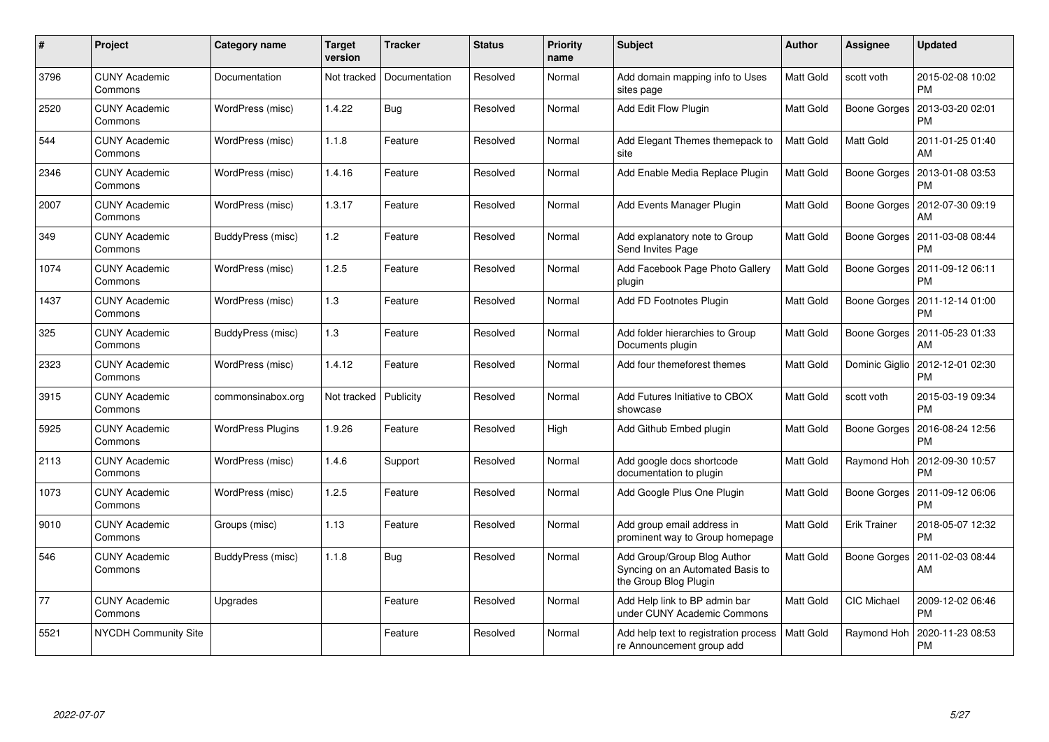| # | Project | Category name | Target version | Tracker | Status | Priority name | Subject | Author | Assignee | Updated |
|---|---|---|---|---|---|---|---|---|---|---|
| 3796 | CUNY Academic Commons | Documentation | Not tracked | Documentation | Resolved | Normal | Add domain mapping info to Uses sites page | Matt Gold | scott voth | 2015-02-08 10:02 PM |
| 2520 | CUNY Academic Commons | WordPress (misc) | 1.4.22 | Bug | Resolved | Normal | Add Edit Flow Plugin | Matt Gold | Boone Gorges | 2013-03-20 02:01 PM |
| 544 | CUNY Academic Commons | WordPress (misc) | 1.1.8 | Feature | Resolved | Normal | Add Elegant Themes themepack to site | Matt Gold | Matt Gold | 2011-01-25 01:40 AM |
| 2346 | CUNY Academic Commons | WordPress (misc) | 1.4.16 | Feature | Resolved | Normal | Add Enable Media Replace Plugin | Matt Gold | Boone Gorges | 2013-01-08 03:53 PM |
| 2007 | CUNY Academic Commons | WordPress (misc) | 1.3.17 | Feature | Resolved | Normal | Add Events Manager Plugin | Matt Gold | Boone Gorges | 2012-07-30 09:19 AM |
| 349 | CUNY Academic Commons | BuddyPress (misc) | 1.2 | Feature | Resolved | Normal | Add explanatory note to Group Send Invites Page | Matt Gold | Boone Gorges | 2011-03-08 08:44 PM |
| 1074 | CUNY Academic Commons | WordPress (misc) | 1.2.5 | Feature | Resolved | Normal | Add Facebook Page Photo Gallery plugin | Matt Gold | Boone Gorges | 2011-09-12 06:11 PM |
| 1437 | CUNY Academic Commons | WordPress (misc) | 1.3 | Feature | Resolved | Normal | Add FD Footnotes Plugin | Matt Gold | Boone Gorges | 2011-12-14 01:00 PM |
| 325 | CUNY Academic Commons | BuddyPress (misc) | 1.3 | Feature | Resolved | Normal | Add folder hierarchies to Group Documents plugin | Matt Gold | Boone Gorges | 2011-05-23 01:33 AM |
| 2323 | CUNY Academic Commons | WordPress (misc) | 1.4.12 | Feature | Resolved | Normal | Add four themeforest themes | Matt Gold | Dominic Giglio | 2012-12-01 02:30 PM |
| 3915 | CUNY Academic Commons | commonsinabox.org | Not tracked | Publicity | Resolved | Normal | Add Futures Initiative to CBOX showcase | Matt Gold | scott voth | 2015-03-19 09:34 PM |
| 5925 | CUNY Academic Commons | WordPress Plugins | 1.9.26 | Feature | Resolved | High | Add Github Embed plugin | Matt Gold | Boone Gorges | 2016-08-24 12:56 PM |
| 2113 | CUNY Academic Commons | WordPress (misc) | 1.4.6 | Support | Resolved | Normal | Add google docs shortcode documentation to plugin | Matt Gold | Raymond Hoh | 2012-09-30 10:57 PM |
| 1073 | CUNY Academic Commons | WordPress (misc) | 1.2.5 | Feature | Resolved | Normal | Add Google Plus One Plugin | Matt Gold | Boone Gorges | 2011-09-12 06:06 PM |
| 9010 | CUNY Academic Commons | Groups (misc) | 1.13 | Feature | Resolved | Normal | Add group email address in prominent way to Group homepage | Matt Gold | Erik Trainer | 2018-05-07 12:32 PM |
| 546 | CUNY Academic Commons | BuddyPress (misc) | 1.1.8 | Bug | Resolved | Normal | Add Group/Group Blog Author Syncing on an Automated Basis to the Group Blog Plugin | Matt Gold | Boone Gorges | 2011-02-03 08:44 AM |
| 77 | CUNY Academic Commons | Upgrades | | Feature | Resolved | Normal | Add Help link to BP admin bar under CUNY Academic Commons | Matt Gold | CIC Michael | 2009-12-02 06:46 PM |
| 5521 | NYCDH Community Site | | | Feature | Resolved | Normal | Add help text to registration process re Announcement group add | Matt Gold | Raymond Hoh | 2020-11-23 08:53 PM |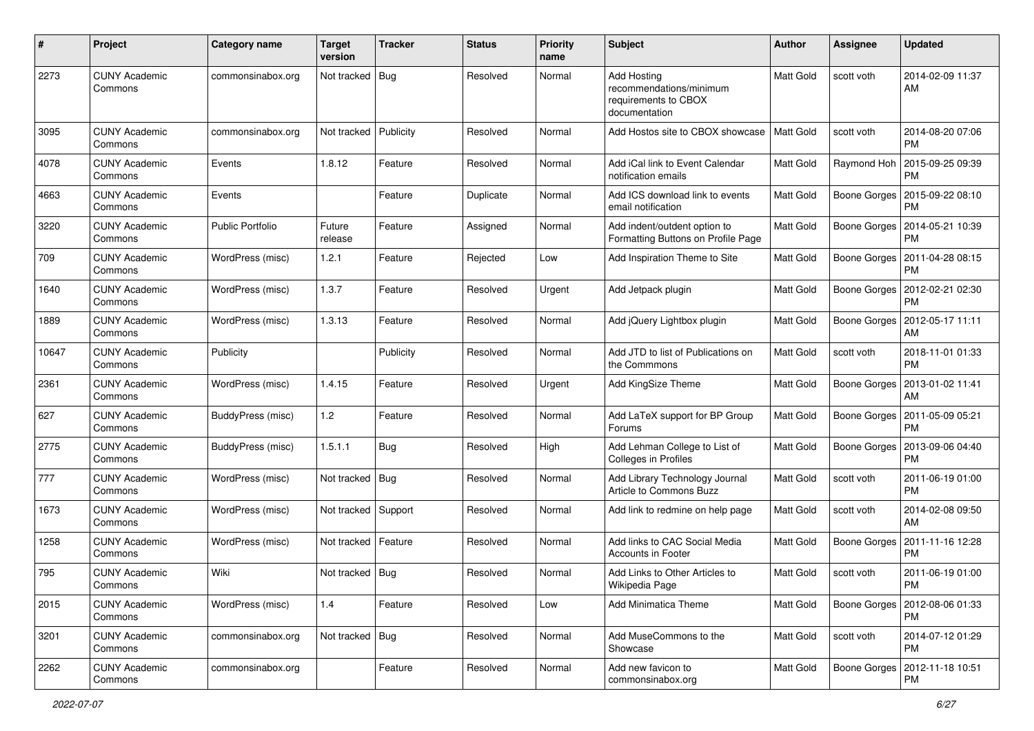| # | Project | Category name | Target version | Tracker | Status | Priority name | Subject | Author | Assignee | Updated |
|---|---|---|---|---|---|---|---|---|---|---|
| 2273 | CUNY Academic Commons | commonsinabox.org | Not tracked | Bug | Resolved | Normal | Add Hosting recommendations/minimum requirements to CBOX documentation | Matt Gold | scott voth | 2014-02-09 11:37 AM |
| 3095 | CUNY Academic Commons | commonsinabox.org | Not tracked | Publicity | Resolved | Normal | Add Hostos site to CBOX showcase | Matt Gold | scott voth | 2014-08-20 07:06 PM |
| 4078 | CUNY Academic Commons | Events | 1.8.12 | Feature | Resolved | Normal | Add iCal link to Event Calendar notification emails | Matt Gold | Raymond Hoh | 2015-09-25 09:39 PM |
| 4663 | CUNY Academic Commons | Events | | Feature | Duplicate | Normal | Add ICS download link to events email notification | Matt Gold | Boone Gorges | 2015-09-22 08:10 PM |
| 3220 | CUNY Academic Commons | Public Portfolio | Future release | Feature | Assigned | Normal | Add indent/outdent option to Formatting Buttons on Profile Page | Matt Gold | Boone Gorges | 2014-05-21 10:39 PM |
| 709 | CUNY Academic Commons | WordPress (misc) | 1.2.1 | Feature | Rejected | Low | Add Inspiration Theme to Site | Matt Gold | Boone Gorges | 2011-04-28 08:15 PM |
| 1640 | CUNY Academic Commons | WordPress (misc) | 1.3.7 | Feature | Resolved | Urgent | Add Jetpack plugin | Matt Gold | Boone Gorges | 2012-02-21 02:30 PM |
| 1889 | CUNY Academic Commons | WordPress (misc) | 1.3.13 | Feature | Resolved | Normal | Add jQuery Lightbox plugin | Matt Gold | Boone Gorges | 2012-05-17 11:11 AM |
| 10647 | CUNY Academic Commons | Publicity | | Publicity | Resolved | Normal | Add JTD to list of Publications on the Commmons | Matt Gold | scott voth | 2018-11-01 01:33 PM |
| 2361 | CUNY Academic Commons | WordPress (misc) | 1.4.15 | Feature | Resolved | Urgent | Add KingSize Theme | Matt Gold | Boone Gorges | 2013-01-02 11:41 AM |
| 627 | CUNY Academic Commons | BuddyPress (misc) | 1.2 | Feature | Resolved | Normal | Add LaTeX support for BP Group Forums | Matt Gold | Boone Gorges | 2011-05-09 05:21 PM |
| 2775 | CUNY Academic Commons | BuddyPress (misc) | 1.5.1.1 | Bug | Resolved | High | Add Lehman College to List of Colleges in Profiles | Matt Gold | Boone Gorges | 2013-09-06 04:40 PM |
| 777 | CUNY Academic Commons | WordPress (misc) | Not tracked | Bug | Resolved | Normal | Add Library Technology Journal Article to Commons Buzz | Matt Gold | scott voth | 2011-06-19 01:00 PM |
| 1673 | CUNY Academic Commons | WordPress (misc) | Not tracked | Support | Resolved | Normal | Add link to redmine on help page | Matt Gold | scott voth | 2014-02-08 09:50 AM |
| 1258 | CUNY Academic Commons | WordPress (misc) | Not tracked | Feature | Resolved | Normal | Add links to CAC Social Media Accounts in Footer | Matt Gold | Boone Gorges | 2011-11-16 12:28 PM |
| 795 | CUNY Academic Commons | Wiki | Not tracked | Bug | Resolved | Normal | Add Links to Other Articles to Wikipedia Page | Matt Gold | scott voth | 2011-06-19 01:00 PM |
| 2015 | CUNY Academic Commons | WordPress (misc) | 1.4 | Feature | Resolved | Low | Add Minimatica Theme | Matt Gold | Boone Gorges | 2012-08-06 01:33 PM |
| 3201 | CUNY Academic Commons | commonsinabox.org | Not tracked | Bug | Resolved | Normal | Add MuseCommons to the Showcase | Matt Gold | scott voth | 2014-07-12 01:29 PM |
| 2262 | CUNY Academic Commons | commonsinabox.org | | Feature | Resolved | Normal | Add new favicon to commonsinabox.org | Matt Gold | Boone Gorges | 2012-11-18 10:51 PM |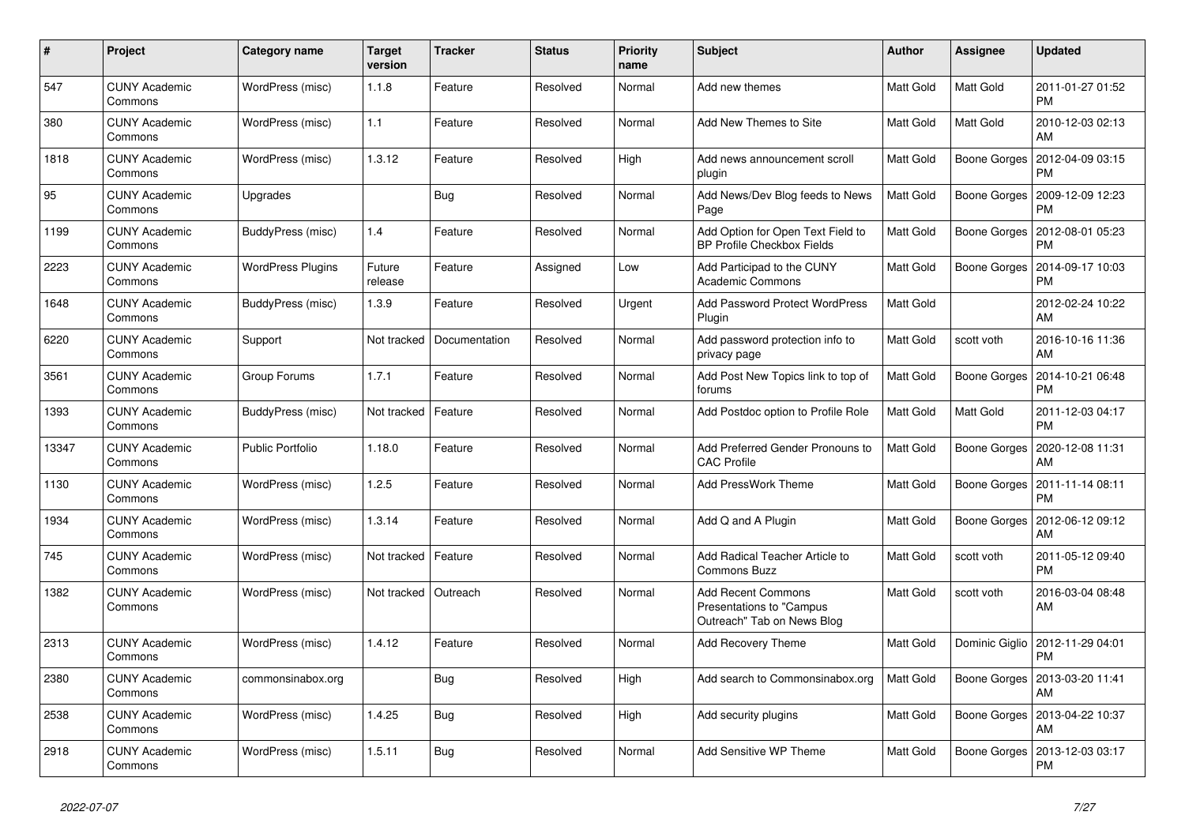| # | Project | Category name | Target version | Tracker | Status | Priority name | Subject | Author | Assignee | Updated |
|---|---|---|---|---|---|---|---|---|---|---|
| 547 | CUNY Academic Commons | WordPress (misc) | 1.1.8 | Feature | Resolved | Normal | Add new themes | Matt Gold | Matt Gold | 2011-01-27 01:52 PM |
| 380 | CUNY Academic Commons | WordPress (misc) | 1.1 | Feature | Resolved | Normal | Add New Themes to Site | Matt Gold | Matt Gold | 2010-12-03 02:13 AM |
| 1818 | CUNY Academic Commons | WordPress (misc) | 1.3.12 | Feature | Resolved | High | Add news announcement scroll plugin | Matt Gold | Boone Gorges | 2012-04-09 03:15 PM |
| 95 | CUNY Academic Commons | Upgrades | | Bug | Resolved | Normal | Add News/Dev Blog feeds to News Page | Matt Gold | Boone Gorges | 2009-12-09 12:23 PM |
| 1199 | CUNY Academic Commons | BuddyPress (misc) | 1.4 | Feature | Resolved | Normal | Add Option for Open Text Field to BP Profile Checkbox Fields | Matt Gold | Boone Gorges | 2012-08-01 05:23 PM |
| 2223 | CUNY Academic Commons | WordPress Plugins | Future release | Feature | Assigned | Low | Add Participad to the CUNY Academic Commons | Matt Gold | Boone Gorges | 2014-09-17 10:03 PM |
| 1648 | CUNY Academic Commons | BuddyPress (misc) | 1.3.9 | Feature | Resolved | Urgent | Add Password Protect WordPress Plugin | Matt Gold | | 2012-02-24 10:22 AM |
| 6220 | CUNY Academic Commons | Support | Not tracked | Documentation | Resolved | Normal | Add password protection info to privacy page | Matt Gold | scott voth | 2016-10-16 11:36 AM |
| 3561 | CUNY Academic Commons | Group Forums | 1.7.1 | Feature | Resolved | Normal | Add Post New Topics link to top of forums | Matt Gold | Boone Gorges | 2014-10-21 06:48 PM |
| 1393 | CUNY Academic Commons | BuddyPress (misc) | Not tracked | Feature | Resolved | Normal | Add Postdoc option to Profile Role | Matt Gold | Matt Gold | 2011-12-03 04:17 PM |
| 13347 | CUNY Academic Commons | Public Portfolio | 1.18.0 | Feature | Resolved | Normal | Add Preferred Gender Pronouns to CAC Profile | Matt Gold | Boone Gorges | 2020-12-08 11:31 AM |
| 1130 | CUNY Academic Commons | WordPress (misc) | 1.2.5 | Feature | Resolved | Normal | Add PressWork Theme | Matt Gold | Boone Gorges | 2011-11-14 08:11 PM |
| 1934 | CUNY Academic Commons | WordPress (misc) | 1.3.14 | Feature | Resolved | Normal | Add Q and A Plugin | Matt Gold | Boone Gorges | 2012-06-12 09:12 AM |
| 745 | CUNY Academic Commons | WordPress (misc) | Not tracked | Feature | Resolved | Normal | Add Radical Teacher Article to Commons Buzz | Matt Gold | scott voth | 2011-05-12 09:40 PM |
| 1382 | CUNY Academic Commons | WordPress (misc) | Not tracked | Outreach | Resolved | Normal | Add Recent Commons Presentations to "Campus Outreach" Tab on News Blog | Matt Gold | scott voth | 2016-03-04 08:48 AM |
| 2313 | CUNY Academic Commons | WordPress (misc) | 1.4.12 | Feature | Resolved | Normal | Add Recovery Theme | Matt Gold | Dominic Giglio | 2012-11-29 04:01 PM |
| 2380 | CUNY Academic Commons | commonsinabox.org | | Bug | Resolved | High | Add search to Commonsinabox.org | Matt Gold | Boone Gorges | 2013-03-20 11:41 AM |
| 2538 | CUNY Academic Commons | WordPress (misc) | 1.4.25 | Bug | Resolved | High | Add security plugins | Matt Gold | Boone Gorges | 2013-04-22 10:37 AM |
| 2918 | CUNY Academic Commons | WordPress (misc) | 1.5.11 | Bug | Resolved | Normal | Add Sensitive WP Theme | Matt Gold | Boone Gorges | 2013-12-03 03:17 PM |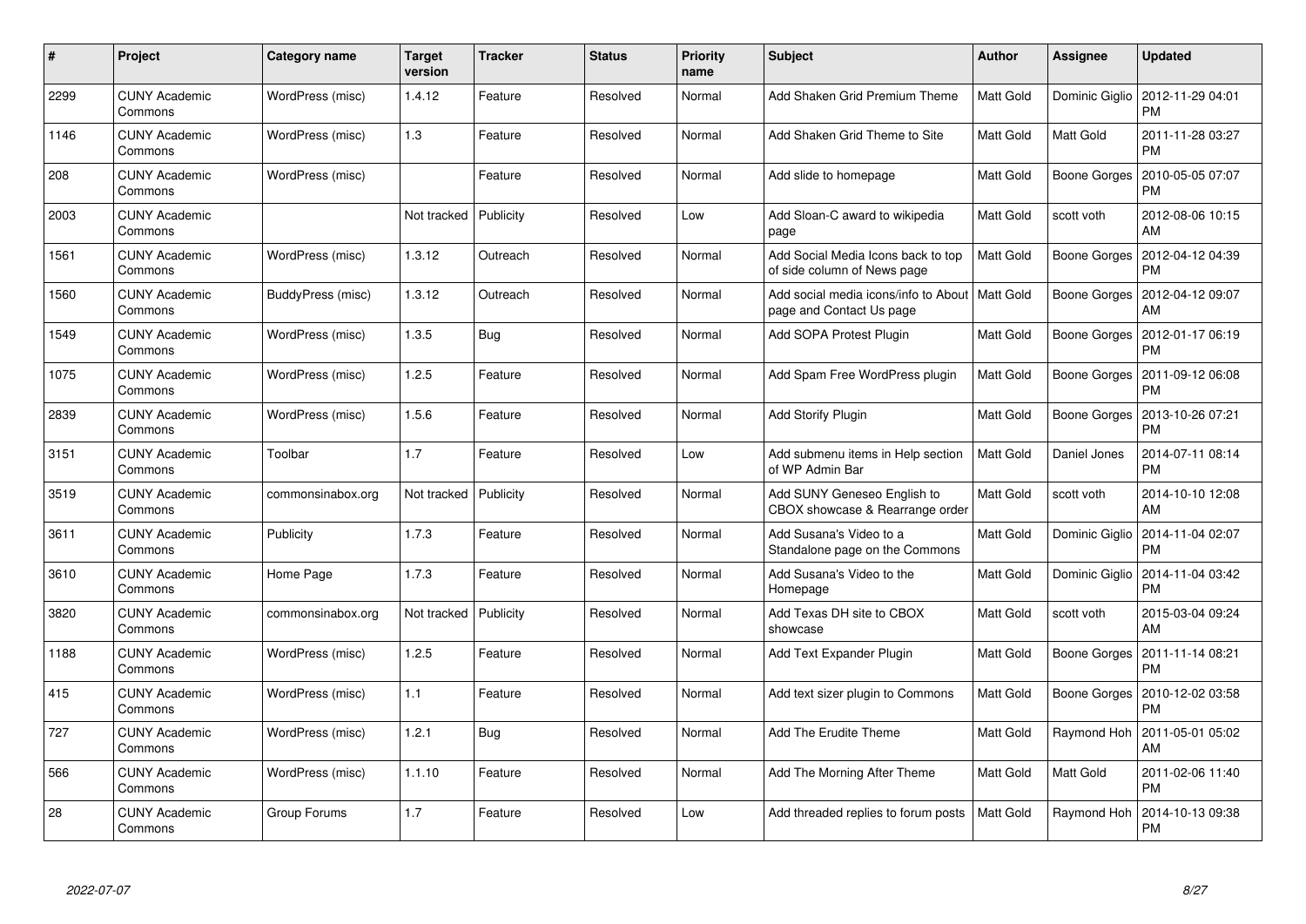| # | Project | Category name | Target version | Tracker | Status | Priority name | Subject | Author | Assignee | Updated |
|---|---|---|---|---|---|---|---|---|---|---|
| 2299 | CUNY Academic Commons | WordPress (misc) | 1.4.12 | Feature | Resolved | Normal | Add Shaken Grid Premium Theme | Matt Gold | Dominic Giglio | 2012-11-29 04:01 PM |
| 1146 | CUNY Academic Commons | WordPress (misc) | 1.3 | Feature | Resolved | Normal | Add Shaken Grid Theme to Site | Matt Gold | Matt Gold | 2011-11-28 03:27 PM |
| 208 | CUNY Academic Commons | WordPress (misc) | | Feature | Resolved | Normal | Add slide to homepage | Matt Gold | Boone Gorges | 2010-05-05 07:07 PM |
| 2003 | CUNY Academic Commons | | Not tracked | Publicity | Resolved | Low | Add Sloan-C award to wikipedia page | Matt Gold | scott voth | 2012-08-06 10:15 AM |
| 1561 | CUNY Academic Commons | WordPress (misc) | 1.3.12 | Outreach | Resolved | Normal | Add Social Media Icons back to top of side column of News page | Matt Gold | Boone Gorges | 2012-04-12 04:39 PM |
| 1560 | CUNY Academic Commons | BuddyPress (misc) | 1.3.12 | Outreach | Resolved | Normal | Add social media icons/info to About page and Contact Us page | Matt Gold | Boone Gorges | 2012-04-12 09:07 AM |
| 1549 | CUNY Academic Commons | WordPress (misc) | 1.3.5 | Bug | Resolved | Normal | Add SOPA Protest Plugin | Matt Gold | Boone Gorges | 2012-01-17 06:19 PM |
| 1075 | CUNY Academic Commons | WordPress (misc) | 1.2.5 | Feature | Resolved | Normal | Add Spam Free WordPress plugin | Matt Gold | Boone Gorges | 2011-09-12 06:08 PM |
| 2839 | CUNY Academic Commons | WordPress (misc) | 1.5.6 | Feature | Resolved | Normal | Add Storify Plugin | Matt Gold | Boone Gorges | 2013-10-26 07:21 PM |
| 3151 | CUNY Academic Commons | Toolbar | 1.7 | Feature | Resolved | Low | Add submenu items in Help section of WP Admin Bar | Matt Gold | Daniel Jones | 2014-07-11 08:14 PM |
| 3519 | CUNY Academic Commons | commonsinabox.org | Not tracked | Publicity | Resolved | Normal | Add SUNY Geneseo English to CBOX showcase & Rearrange order | Matt Gold | scott voth | 2014-10-10 12:08 AM |
| 3611 | CUNY Academic Commons | Publicity | 1.7.3 | Feature | Resolved | Normal | Add Susana's Video to a Standalone page on the Commons | Matt Gold | Dominic Giglio | 2014-11-04 02:07 PM |
| 3610 | CUNY Academic Commons | Home Page | 1.7.3 | Feature | Resolved | Normal | Add Susana's Video to the Homepage | Matt Gold | Dominic Giglio | 2014-11-04 03:42 PM |
| 3820 | CUNY Academic Commons | commonsinabox.org | Not tracked | Publicity | Resolved | Normal | Add Texas DH site to CBOX showcase | Matt Gold | scott voth | 2015-03-04 09:24 AM |
| 1188 | CUNY Academic Commons | WordPress (misc) | 1.2.5 | Feature | Resolved | Normal | Add Text Expander Plugin | Matt Gold | Boone Gorges | 2011-11-14 08:21 PM |
| 415 | CUNY Academic Commons | WordPress (misc) | 1.1 | Feature | Resolved | Normal | Add text sizer plugin to Commons | Matt Gold | Boone Gorges | 2010-12-02 03:58 PM |
| 727 | CUNY Academic Commons | WordPress (misc) | 1.2.1 | Bug | Resolved | Normal | Add The Erudite Theme | Matt Gold | Raymond Hoh | 2011-05-01 05:02 AM |
| 566 | CUNY Academic Commons | WordPress (misc) | 1.1.10 | Feature | Resolved | Normal | Add The Morning After Theme | Matt Gold | Matt Gold | 2011-02-06 11:40 PM |
| 28 | CUNY Academic Commons | Group Forums | 1.7 | Feature | Resolved | Low | Add threaded replies to forum posts | Matt Gold | Raymond Hoh | 2014-10-13 09:38 PM |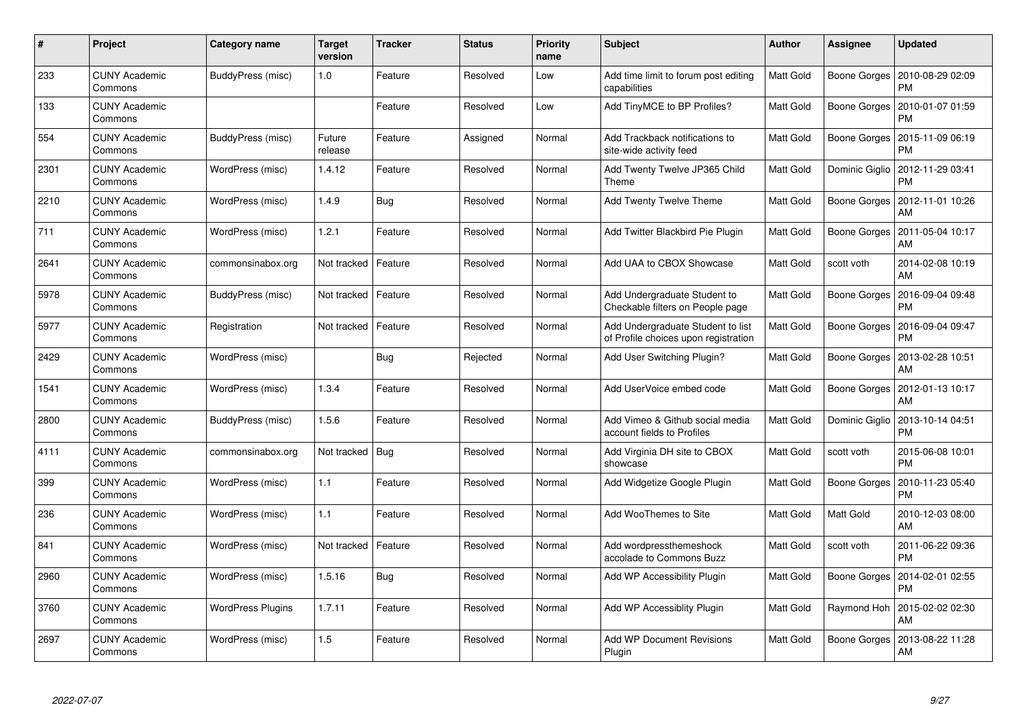| # | Project | Category name | Target version | Tracker | Status | Priority name | Subject | Author | Assignee | Updated |
|---|---|---|---|---|---|---|---|---|---|---|
| 233 | CUNY Academic Commons | BuddyPress (misc) | 1.0 | Feature | Resolved | Low | Add time limit to forum post editing capabilities | Matt Gold | Boone Gorges | 2010-08-29 02:09 PM |
| 133 | CUNY Academic Commons | | | Feature | Resolved | Low | Add TinyMCE to BP Profiles? | Matt Gold | Boone Gorges | 2010-01-07 01:59 PM |
| 554 | CUNY Academic Commons | BuddyPress (misc) | Future release | Feature | Assigned | Normal | Add Trackback notifications to site-wide activity feed | Matt Gold | Boone Gorges | 2015-11-09 06:19 PM |
| 2301 | CUNY Academic Commons | WordPress (misc) | 1.4.12 | Feature | Resolved | Normal | Add Twenty Twelve JP365 Child Theme | Matt Gold | Dominic Giglio | 2012-11-29 03:41 PM |
| 2210 | CUNY Academic Commons | WordPress (misc) | 1.4.9 | Bug | Resolved | Normal | Add Twenty Twelve Theme | Matt Gold | Boone Gorges | 2012-11-01 10:26 AM |
| 711 | CUNY Academic Commons | WordPress (misc) | 1.2.1 | Feature | Resolved | Normal | Add Twitter Blackbird Pie Plugin | Matt Gold | Boone Gorges | 2011-05-04 10:17 AM |
| 2641 | CUNY Academic Commons | commonsinabox.org | Not tracked | Feature | Resolved | Normal | Add UAA to CBOX Showcase | Matt Gold | scott voth | 2014-02-08 10:19 AM |
| 5978 | CUNY Academic Commons | BuddyPress (misc) | Not tracked | Feature | Resolved | Normal | Add Undergraduate Student to Checkable filters on People page | Matt Gold | Boone Gorges | 2016-09-04 09:48 PM |
| 5977 | CUNY Academic Commons | Registration | Not tracked | Feature | Resolved | Normal | Add Undergraduate Student to list of Profile choices upon registration | Matt Gold | Boone Gorges | 2016-09-04 09:47 PM |
| 2429 | CUNY Academic Commons | WordPress (misc) | | Bug | Rejected | Normal | Add User Switching Plugin? | Matt Gold | Boone Gorges | 2013-02-28 10:51 AM |
| 1541 | CUNY Academic Commons | WordPress (misc) | 1.3.4 | Feature | Resolved | Normal | Add UserVoice embed code | Matt Gold | Boone Gorges | 2012-01-13 10:17 AM |
| 2800 | CUNY Academic Commons | BuddyPress (misc) | 1.5.6 | Feature | Resolved | Normal | Add Vimeo & Github social media account fields to Profiles | Matt Gold | Dominic Giglio | 2013-10-14 04:51 PM |
| 4111 | CUNY Academic Commons | commonsinabox.org | Not tracked | Bug | Resolved | Normal | Add Virginia DH site to CBOX showcase | Matt Gold | scott voth | 2015-06-08 10:01 PM |
| 399 | CUNY Academic Commons | WordPress (misc) | 1.1 | Feature | Resolved | Normal | Add Widgetize Google Plugin | Matt Gold | Boone Gorges | 2010-11-23 05:40 PM |
| 236 | CUNY Academic Commons | WordPress (misc) | 1.1 | Feature | Resolved | Normal | Add WooThemes to Site | Matt Gold | Matt Gold | 2010-12-03 08:00 AM |
| 841 | CUNY Academic Commons | WordPress (misc) | Not tracked | Feature | Resolved | Normal | Add wordpressthemeshock accolade to Commons Buzz | Matt Gold | scott voth | 2011-06-22 09:36 PM |
| 2960 | CUNY Academic Commons | WordPress (misc) | 1.5.16 | Bug | Resolved | Normal | Add WP Accessibility Plugin | Matt Gold | Boone Gorges | 2014-02-01 02:55 PM |
| 3760 | CUNY Academic Commons | WordPress Plugins | 1.7.11 | Feature | Resolved | Normal | Add WP Accessiblity Plugin | Matt Gold | Raymond Hoh | 2015-02-02 02:30 AM |
| 2697 | CUNY Academic Commons | WordPress (misc) | 1.5 | Feature | Resolved | Normal | Add WP Document Revisions Plugin | Matt Gold | Boone Gorges | 2013-08-22 11:28 AM |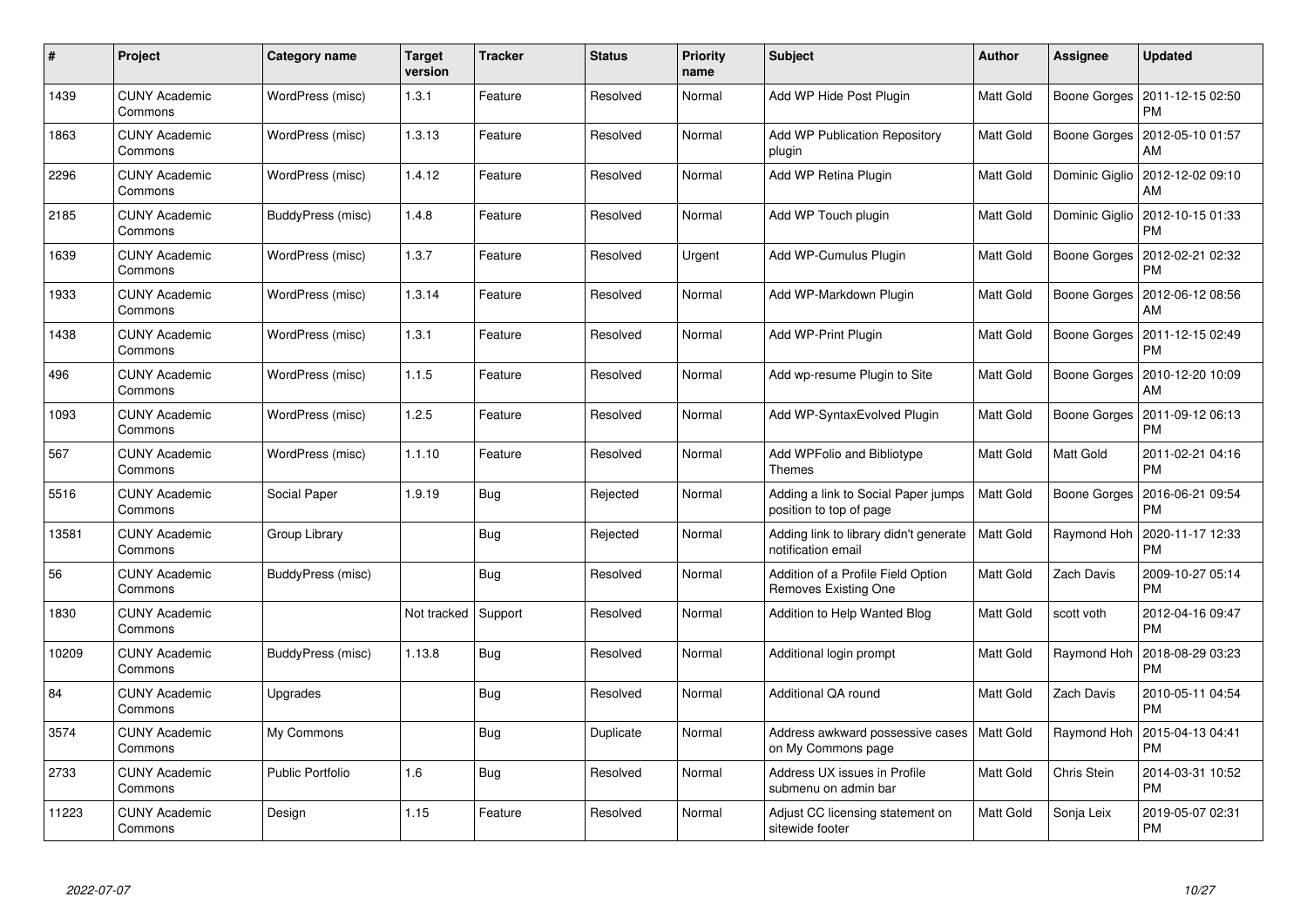| # | Project | Category name | Target version | Tracker | Status | Priority name | Subject | Author | Assignee | Updated |
|---|---|---|---|---|---|---|---|---|---|---|
| 1439 | CUNY Academic Commons | WordPress (misc) | 1.3.1 | Feature | Resolved | Normal | Add WP Hide Post Plugin | Matt Gold | Boone Gorges | 2011-12-15 02:50 PM |
| 1863 | CUNY Academic Commons | WordPress (misc) | 1.3.13 | Feature | Resolved | Normal | Add WP Publication Repository plugin | Matt Gold | Boone Gorges | 2012-05-10 01:57 AM |
| 2296 | CUNY Academic Commons | WordPress (misc) | 1.4.12 | Feature | Resolved | Normal | Add WP Retina Plugin | Matt Gold | Dominic Giglio | 2012-12-02 09:10 AM |
| 2185 | CUNY Academic Commons | BuddyPress (misc) | 1.4.8 | Feature | Resolved | Normal | Add WP Touch plugin | Matt Gold | Dominic Giglio | 2012-10-15 01:33 PM |
| 1639 | CUNY Academic Commons | WordPress (misc) | 1.3.7 | Feature | Resolved | Urgent | Add WP-Cumulus Plugin | Matt Gold | Boone Gorges | 2012-02-21 02:32 PM |
| 1933 | CUNY Academic Commons | WordPress (misc) | 1.3.14 | Feature | Resolved | Normal | Add WP-Markdown Plugin | Matt Gold | Boone Gorges | 2012-06-12 08:56 AM |
| 1438 | CUNY Academic Commons | WordPress (misc) | 1.3.1 | Feature | Resolved | Normal | Add WP-Print Plugin | Matt Gold | Boone Gorges | 2011-12-15 02:49 PM |
| 496 | CUNY Academic Commons | WordPress (misc) | 1.1.5 | Feature | Resolved | Normal | Add wp-resume Plugin to Site | Matt Gold | Boone Gorges | 2010-12-20 10:09 AM |
| 1093 | CUNY Academic Commons | WordPress (misc) | 1.2.5 | Feature | Resolved | Normal | Add WP-SyntaxEvolved Plugin | Matt Gold | Boone Gorges | 2011-09-12 06:13 PM |
| 567 | CUNY Academic Commons | WordPress (misc) | 1.1.10 | Feature | Resolved | Normal | Add WPFolio and Bibliotype Themes | Matt Gold | Matt Gold | 2011-02-21 04:16 PM |
| 5516 | CUNY Academic Commons | Social Paper | 1.9.19 | Bug | Rejected | Normal | Adding a link to Social Paper jumps position to top of page | Matt Gold | Boone Gorges | 2016-06-21 09:54 PM |
| 13581 | CUNY Academic Commons | Group Library | | Bug | Rejected | Normal | Adding link to library didn't generate notification email | Matt Gold | Raymond Hoh | 2020-11-17 12:33 PM |
| 56 | CUNY Academic Commons | BuddyPress (misc) | | Bug | Resolved | Normal | Addition of a Profile Field Option Removes Existing One | Matt Gold | Zach Davis | 2009-10-27 05:14 PM |
| 1830 | CUNY Academic Commons | | Not tracked | Support | Resolved | Normal | Addition to Help Wanted Blog | Matt Gold | scott voth | 2012-04-16 09:47 PM |
| 10209 | CUNY Academic Commons | BuddyPress (misc) | 1.13.8 | Bug | Resolved | Normal | Additional login prompt | Matt Gold | Raymond Hoh | 2018-08-29 03:23 PM |
| 84 | CUNY Academic Commons | Upgrades | | Bug | Resolved | Normal | Additional QA round | Matt Gold | Zach Davis | 2010-05-11 04:54 PM |
| 3574 | CUNY Academic Commons | My Commons | | Bug | Duplicate | Normal | Address awkward possessive cases on My Commons page | Matt Gold | Raymond Hoh | 2015-04-13 04:41 PM |
| 2733 | CUNY Academic Commons | Public Portfolio | 1.6 | Bug | Resolved | Normal | Address UX issues in Profile submenu on admin bar | Matt Gold | Chris Stein | 2014-03-31 10:52 PM |
| 11223 | CUNY Academic Commons | Design | 1.15 | Feature | Resolved | Normal | Adjust CC licensing statement on sitewide footer | Matt Gold | Sonja Leix | 2019-05-07 02:31 PM |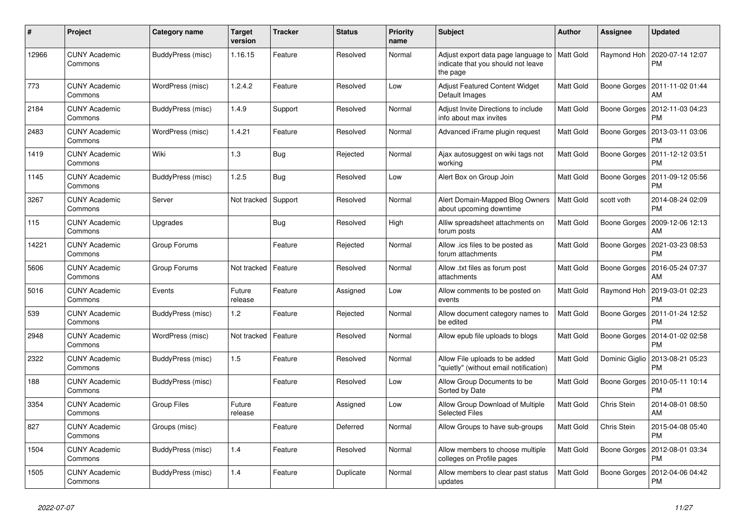| # | Project | Category name | Target version | Tracker | Status | Priority name | Subject | Author | Assignee | Updated |
|---|---|---|---|---|---|---|---|---|---|---|
| 12966 | CUNY Academic Commons | BuddyPress (misc) | 1.16.15 | Feature | Resolved | Normal | Adjust export data page language to indicate that you should not leave the page | Matt Gold | Raymond Hoh | 2020-07-14 12:07 PM |
| 773 | CUNY Academic Commons | WordPress (misc) | 1.2.4.2 | Feature | Resolved | Low | Adjust Featured Content Widget Default Images | Matt Gold | Boone Gorges | 2011-11-02 01:44 AM |
| 2184 | CUNY Academic Commons | BuddyPress (misc) | 1.4.9 | Support | Resolved | Normal | Adjust Invite Directions to include info about max invites | Matt Gold | Boone Gorges | 2012-11-03 04:23 PM |
| 2483 | CUNY Academic Commons | WordPress (misc) | 1.4.21 | Feature | Resolved | Normal | Advanced iFrame plugin request | Matt Gold | Boone Gorges | 2013-03-11 03:06 PM |
| 1419 | CUNY Academic Commons | Wiki | 1.3 | Bug | Rejected | Normal | Ajax autosuggest on wiki tags not working | Matt Gold | Boone Gorges | 2011-12-12 03:51 PM |
| 1145 | CUNY Academic Commons | BuddyPress (misc) | 1.2.5 | Bug | Resolved | Low | Alert Box on Group Join | Matt Gold | Boone Gorges | 2011-09-12 05:56 PM |
| 3267 | CUNY Academic Commons | Server | Not tracked | Support | Resolved | Normal | Alert Domain-Mapped Blog Owners about upcoming downtime | Matt Gold | scott voth | 2014-08-24 02:09 PM |
| 115 | CUNY Academic Commons | Upgrades | | Bug | Resolved | High | Alliw spreadsheet attachments on forum posts | Matt Gold | Boone Gorges | 2009-12-06 12:13 AM |
| 14221 | CUNY Academic Commons | Group Forums | | Feature | Rejected | Normal | Allow .ics files to be posted as forum attachments | Matt Gold | Boone Gorges | 2021-03-23 08:53 PM |
| 5606 | CUNY Academic Commons | Group Forums | Not tracked | Feature | Resolved | Normal | Allow .txt files as forum post attachments | Matt Gold | Boone Gorges | 2016-05-24 07:37 AM |
| 5016 | CUNY Academic Commons | Events | Future release | Feature | Assigned | Low | Allow comments to be posted on events | Matt Gold | Raymond Hoh | 2019-03-01 02:23 PM |
| 539 | CUNY Academic Commons | BuddyPress (misc) | 1.2 | Feature | Rejected | Normal | Allow document category names to be edited | Matt Gold | Boone Gorges | 2011-01-24 12:52 PM |
| 2948 | CUNY Academic Commons | WordPress (misc) | Not tracked | Feature | Resolved | Normal | Allow epub file uploads to blogs | Matt Gold | Boone Gorges | 2014-01-02 02:58 PM |
| 2322 | CUNY Academic Commons | BuddyPress (misc) | 1.5 | Feature | Resolved | Normal | Allow File uploads to be added "quietly" (without email notification) | Matt Gold | Dominic Giglio | 2013-08-21 05:23 PM |
| 188 | CUNY Academic Commons | BuddyPress (misc) | | Feature | Resolved | Low | Allow Group Documents to be Sorted by Date | Matt Gold | Boone Gorges | 2010-05-11 10:14 PM |
| 3354 | CUNY Academic Commons | Group Files | Future release | Feature | Assigned | Low | Allow Group Download of Multiple Selected Files | Matt Gold | Chris Stein | 2014-08-01 08:50 AM |
| 827 | CUNY Academic Commons | Groups (misc) | | Feature | Deferred | Normal | Allow Groups to have sub-groups | Matt Gold | Chris Stein | 2015-04-08 05:40 PM |
| 1504 | CUNY Academic Commons | BuddyPress (misc) | 1.4 | Feature | Resolved | Normal | Allow members to choose multiple colleges on Profile pages | Matt Gold | Boone Gorges | 2012-08-01 03:34 PM |
| 1505 | CUNY Academic Commons | BuddyPress (misc) | 1.4 | Feature | Duplicate | Normal | Allow members to clear past status updates | Matt Gold | Boone Gorges | 2012-04-06 04:42 PM |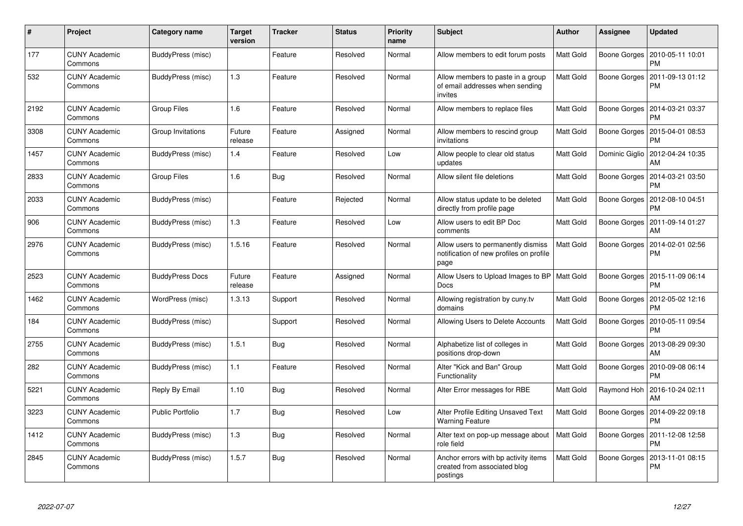| # | Project | Category name | Target version | Tracker | Status | Priority name | Subject | Author | Assignee | Updated |
|---|---|---|---|---|---|---|---|---|---|---|
| 177 | CUNY Academic Commons | BuddyPress (misc) | | Feature | Resolved | Normal | Allow members to edit forum posts | Matt Gold | Boone Gorges | 2010-05-11 10:01 PM |
| 532 | CUNY Academic Commons | BuddyPress (misc) | 1.3 | Feature | Resolved | Normal | Allow members to paste in a group of email addresses when sending invites | Matt Gold | Boone Gorges | 2011-09-13 01:12 PM |
| 2192 | CUNY Academic Commons | Group Files | 1.6 | Feature | Resolved | Normal | Allow members to replace files | Matt Gold | Boone Gorges | 2014-03-21 03:37 PM |
| 3308 | CUNY Academic Commons | Group Invitations | Future release | Feature | Assigned | Normal | Allow members to rescind group invitations | Matt Gold | Boone Gorges | 2015-04-01 08:53 PM |
| 1457 | CUNY Academic Commons | BuddyPress (misc) | 1.4 | Feature | Resolved | Low | Allow people to clear old status updates | Matt Gold | Dominic Giglio | 2012-04-24 10:35 AM |
| 2833 | CUNY Academic Commons | Group Files | 1.6 | Bug | Resolved | Normal | Allow silent file deletions | Matt Gold | Boone Gorges | 2014-03-21 03:50 PM |
| 2033 | CUNY Academic Commons | BuddyPress (misc) | | Feature | Rejected | Normal | Allow status update to be deleted directly from profile page | Matt Gold | Boone Gorges | 2012-08-10 04:51 PM |
| 906 | CUNY Academic Commons | BuddyPress (misc) | 1.3 | Feature | Resolved | Low | Allow users to edit BP Doc comments | Matt Gold | Boone Gorges | 2011-09-14 01:27 AM |
| 2976 | CUNY Academic Commons | BuddyPress (misc) | 1.5.16 | Feature | Resolved | Normal | Allow users to permanently dismiss notification of new profiles on profile page | Matt Gold | Boone Gorges | 2014-02-01 02:56 PM |
| 2523 | CUNY Academic Commons | BuddyPress Docs | Future release | Feature | Assigned | Normal | Allow Users to Upload Images to BP Docs | Matt Gold | Boone Gorges | 2015-11-09 06:14 PM |
| 1462 | CUNY Academic Commons | WordPress (misc) | 1.3.13 | Support | Resolved | Normal | Allowing registration by cuny.tv domains | Matt Gold | Boone Gorges | 2012-05-02 12:16 PM |
| 184 | CUNY Academic Commons | BuddyPress (misc) | | Support | Resolved | Normal | Allowing Users to Delete Accounts | Matt Gold | Boone Gorges | 2010-05-11 09:54 PM |
| 2755 | CUNY Academic Commons | BuddyPress (misc) | 1.5.1 | Bug | Resolved | Normal | Alphabetize list of colleges in positions drop-down | Matt Gold | Boone Gorges | 2013-08-29 09:30 AM |
| 282 | CUNY Academic Commons | BuddyPress (misc) | 1.1 | Feature | Resolved | Normal | Alter "Kick and Ban" Group Functionality | Matt Gold | Boone Gorges | 2010-09-08 06:14 PM |
| 5221 | CUNY Academic Commons | Reply By Email | 1.10 | Bug | Resolved | Normal | Alter Error messages for RBE | Matt Gold | Raymond Hoh | 2016-10-24 02:11 AM |
| 3223 | CUNY Academic Commons | Public Portfolio | 1.7 | Bug | Resolved | Low | Alter Profile Editing Unsaved Text Warning Feature | Matt Gold | Boone Gorges | 2014-09-22 09:18 PM |
| 1412 | CUNY Academic Commons | BuddyPress (misc) | 1.3 | Bug | Resolved | Normal | Alter text on pop-up message about role field | Matt Gold | Boone Gorges | 2011-12-08 12:58 PM |
| 2845 | CUNY Academic Commons | BuddyPress (misc) | 1.5.7 | Bug | Resolved | Normal | Anchor errors with bp activity items created from associated blog postings | Matt Gold | Boone Gorges | 2013-11-01 08:15 PM |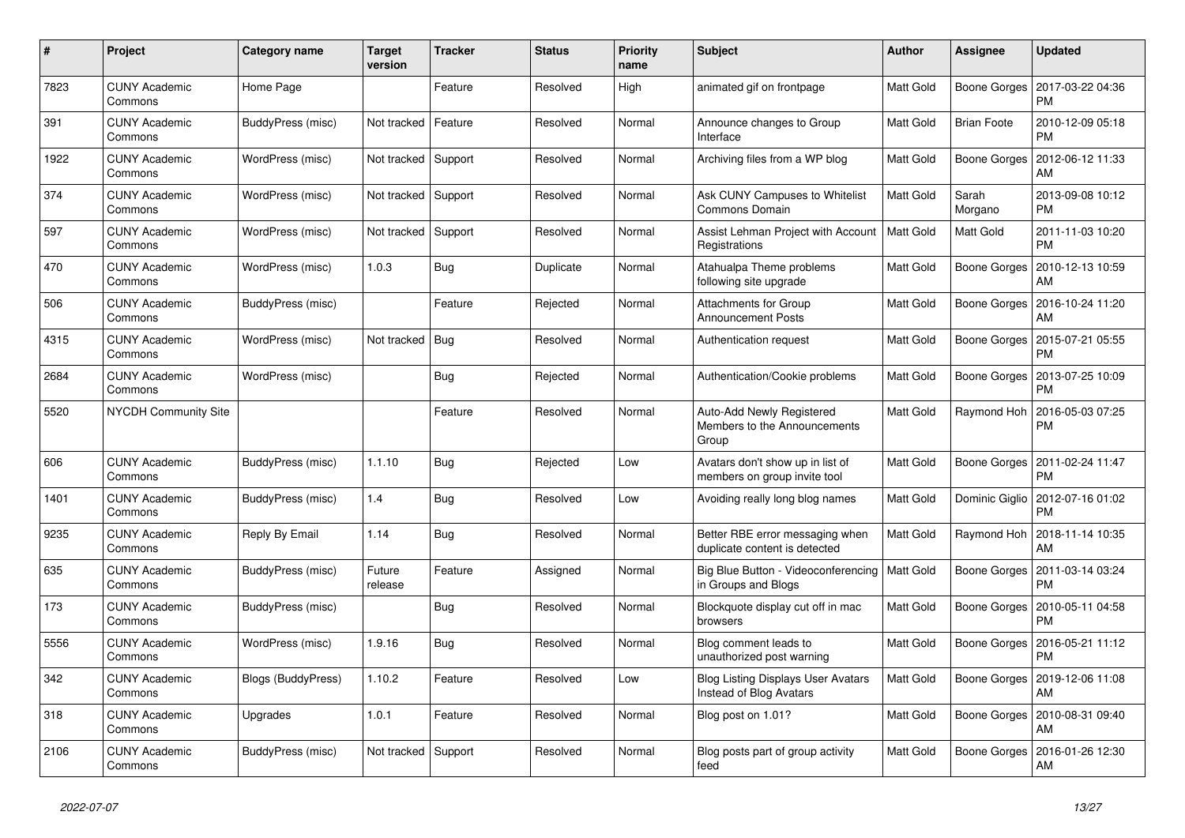| # | Project | Category name | Target version | Tracker | Status | Priority name | Subject | Author | Assignee | Updated |
|---|---|---|---|---|---|---|---|---|---|---|
| 7823 | CUNY Academic Commons | Home Page | | Feature | Resolved | High | animated gif on frontpage | Matt Gold | Boone Gorges | 2017-03-22 04:36 PM |
| 391 | CUNY Academic Commons | BuddyPress (misc) | Not tracked | Feature | Resolved | Normal | Announce changes to Group Interface | Matt Gold | Brian Foote | 2010-12-09 05:18 PM |
| 1922 | CUNY Academic Commons | WordPress (misc) | Not tracked | Support | Resolved | Normal | Archiving files from a WP blog | Matt Gold | Boone Gorges | 2012-06-12 11:33 AM |
| 374 | CUNY Academic Commons | WordPress (misc) | Not tracked | Support | Resolved | Normal | Ask CUNY Campuses to Whitelist Commons Domain | Matt Gold | Sarah Morgano | 2013-09-08 10:12 PM |
| 597 | CUNY Academic Commons | WordPress (misc) | Not tracked | Support | Resolved | Normal | Assist Lehman Project with Account Registrations | Matt Gold | Matt Gold | 2011-11-03 10:20 PM |
| 470 | CUNY Academic Commons | WordPress (misc) | 1.0.3 | Bug | Duplicate | Normal | Atahualpa Theme problems following site upgrade | Matt Gold | Boone Gorges | 2010-12-13 10:59 AM |
| 506 | CUNY Academic Commons | BuddyPress (misc) | | Feature | Rejected | Normal | Attachments for Group Announcement Posts | Matt Gold | Boone Gorges | 2016-10-24 11:20 AM |
| 4315 | CUNY Academic Commons | WordPress (misc) | Not tracked | Bug | Resolved | Normal | Authentication request | Matt Gold | Boone Gorges | 2015-07-21 05:55 PM |
| 2684 | CUNY Academic Commons | WordPress (misc) | | Bug | Rejected | Normal | Authentication/Cookie problems | Matt Gold | Boone Gorges | 2013-07-25 10:09 PM |
| 5520 | NYCDH Community Site | | | Feature | Resolved | Normal | Auto-Add Newly Registered Members to the Announcements Group | Matt Gold | Raymond Hoh | 2016-05-03 07:25 PM |
| 606 | CUNY Academic Commons | BuddyPress (misc) | 1.1.10 | Bug | Rejected | Low | Avatars don't show up in list of members on group invite tool | Matt Gold | Boone Gorges | 2011-02-24 11:47 PM |
| 1401 | CUNY Academic Commons | BuddyPress (misc) | 1.4 | Bug | Resolved | Low | Avoiding really long blog names | Matt Gold | Dominic Giglio | 2012-07-16 01:02 PM |
| 9235 | CUNY Academic Commons | Reply By Email | 1.14 | Bug | Resolved | Normal | Better RBE error messaging when duplicate content is detected | Matt Gold | Raymond Hoh | 2018-11-14 10:35 AM |
| 635 | CUNY Academic Commons | BuddyPress (misc) | Future release | Feature | Assigned | Normal | Big Blue Button - Videoconferencing in Groups and Blogs | Matt Gold | Boone Gorges | 2011-03-14 03:24 PM |
| 173 | CUNY Academic Commons | BuddyPress (misc) | | Bug | Resolved | Normal | Blockquote display cut off in mac browsers | Matt Gold | Boone Gorges | 2010-05-11 04:58 PM |
| 5556 | CUNY Academic Commons | WordPress (misc) | 1.9.16 | Bug | Resolved | Normal | Blog comment leads to unauthorized post warning | Matt Gold | Boone Gorges | 2016-05-21 11:12 PM |
| 342 | CUNY Academic Commons | Blogs (BuddyPress) | 1.10.2 | Feature | Resolved | Low | Blog Listing Displays User Avatars Instead of Blog Avatars | Matt Gold | Boone Gorges | 2019-12-06 11:08 AM |
| 318 | CUNY Academic Commons | Upgrades | 1.0.1 | Feature | Resolved | Normal | Blog post on 1.01? | Matt Gold | Boone Gorges | 2010-08-31 09:40 AM |
| 2106 | CUNY Academic Commons | BuddyPress (misc) | Not tracked | Support | Resolved | Normal | Blog posts part of group activity feed | Matt Gold | Boone Gorges | 2016-01-26 12:30 AM |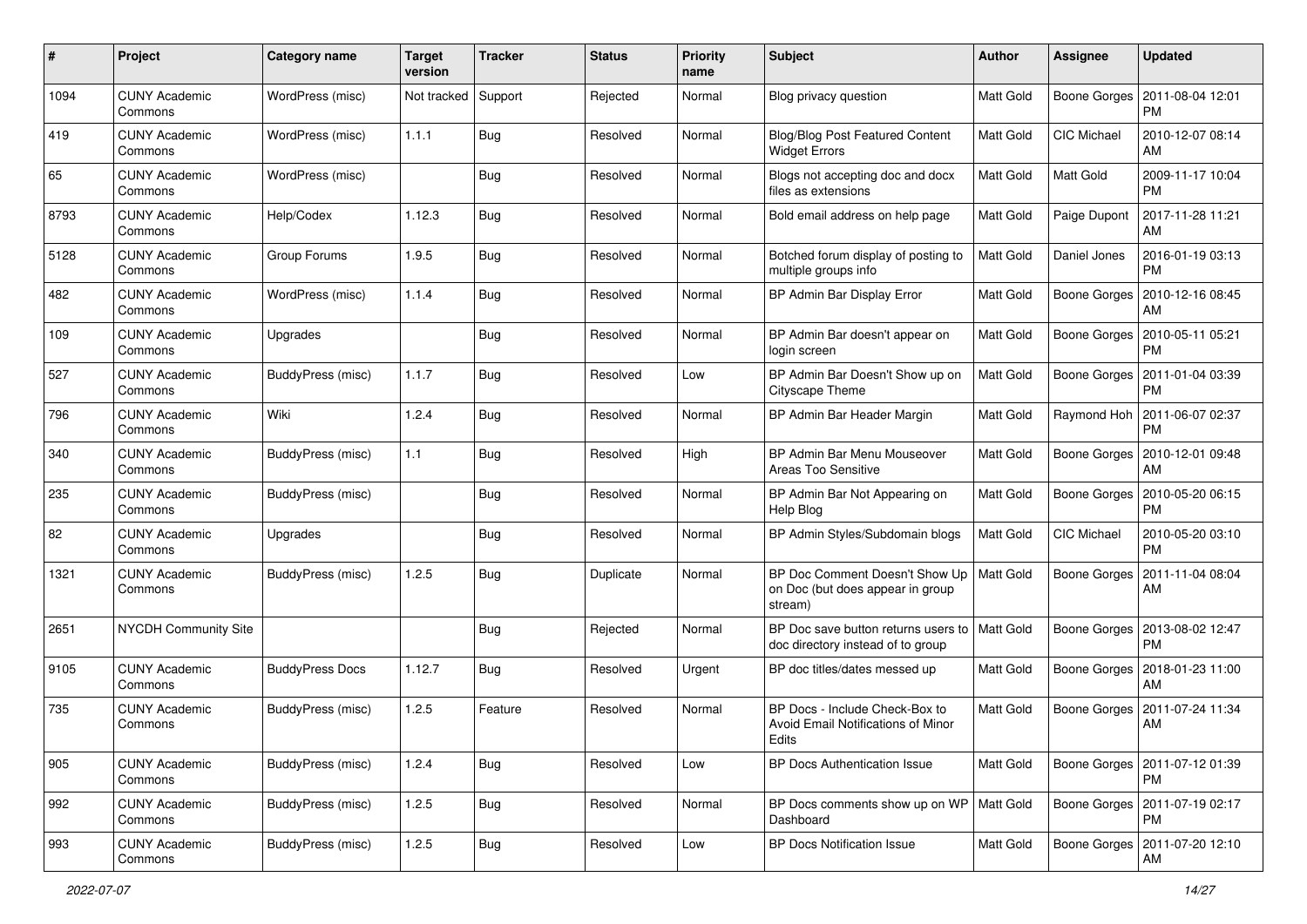| # | Project | Category name | Target version | Tracker | Status | Priority name | Subject | Author | Assignee | Updated |
|---|---|---|---|---|---|---|---|---|---|---|
| 1094 | CUNY Academic Commons | WordPress (misc) | Not tracked | Support | Rejected | Normal | Blog privacy question | Matt Gold | Boone Gorges | 2011-08-04 12:01 PM |
| 419 | CUNY Academic Commons | WordPress (misc) | 1.1.1 | Bug | Resolved | Normal | Blog/Blog Post Featured Content Widget Errors | Matt Gold | CIC Michael | 2010-12-07 08:14 AM |
| 65 | CUNY Academic Commons | WordPress (misc) | | Bug | Resolved | Normal | Blogs not accepting doc and docx files as extensions | Matt Gold | Matt Gold | 2009-11-17 10:04 PM |
| 8793 | CUNY Academic Commons | Help/Codex | 1.12.3 | Bug | Resolved | Normal | Bold email address on help page | Matt Gold | Paige Dupont | 2017-11-28 11:21 AM |
| 5128 | CUNY Academic Commons | Group Forums | 1.9.5 | Bug | Resolved | Normal | Botched forum display of posting to multiple groups info | Matt Gold | Daniel Jones | 2016-01-19 03:13 PM |
| 482 | CUNY Academic Commons | WordPress (misc) | 1.1.4 | Bug | Resolved | Normal | BP Admin Bar Display Error | Matt Gold | Boone Gorges | 2010-12-16 08:45 AM |
| 109 | CUNY Academic Commons | Upgrades | | Bug | Resolved | Normal | BP Admin Bar doesn't appear on login screen | Matt Gold | Boone Gorges | 2010-05-11 05:21 PM |
| 527 | CUNY Academic Commons | BuddyPress (misc) | 1.1.7 | Bug | Resolved | Low | BP Admin Bar Doesn't Show up on Cityscape Theme | Matt Gold | Boone Gorges | 2011-01-04 03:39 PM |
| 796 | CUNY Academic Commons | Wiki | 1.2.4 | Bug | Resolved | Normal | BP Admin Bar Header Margin | Matt Gold | Raymond Hoh | 2011-06-07 02:37 PM |
| 340 | CUNY Academic Commons | BuddyPress (misc) | 1.1 | Bug | Resolved | High | BP Admin Bar Menu Mouseover Areas Too Sensitive | Matt Gold | Boone Gorges | 2010-12-01 09:48 AM |
| 235 | CUNY Academic Commons | BuddyPress (misc) | | Bug | Resolved | Normal | BP Admin Bar Not Appearing on Help Blog | Matt Gold | Boone Gorges | 2010-05-20 06:15 PM |
| 82 | CUNY Academic Commons | Upgrades | | Bug | Resolved | Normal | BP Admin Styles/Subdomain blogs | Matt Gold | CIC Michael | 2010-05-20 03:10 PM |
| 1321 | CUNY Academic Commons | BuddyPress (misc) | 1.2.5 | Bug | Duplicate | Normal | BP Doc Comment Doesn't Show Up on Doc (but does appear in group stream) | Matt Gold | Boone Gorges | 2011-11-04 08:04 AM |
| 2651 | NYCDH Community Site | | | Bug | Rejected | Normal | BP Doc save button returns users to doc directory instead of to group | Matt Gold | Boone Gorges | 2013-08-02 12:47 PM |
| 9105 | CUNY Academic Commons | BuddyPress Docs | 1.12.7 | Bug | Resolved | Urgent | BP doc titles/dates messed up | Matt Gold | Boone Gorges | 2018-01-23 11:00 AM |
| 735 | CUNY Academic Commons | BuddyPress (misc) | 1.2.5 | Feature | Resolved | Normal | BP Docs - Include Check-Box to Avoid Email Notifications of Minor Edits | Matt Gold | Boone Gorges | 2011-07-24 11:34 AM |
| 905 | CUNY Academic Commons | BuddyPress (misc) | 1.2.4 | Bug | Resolved | Low | BP Docs Authentication Issue | Matt Gold | Boone Gorges | 2011-07-12 01:39 PM |
| 992 | CUNY Academic Commons | BuddyPress (misc) | 1.2.5 | Bug | Resolved | Normal | BP Docs comments show up on WP Dashboard | Matt Gold | Boone Gorges | 2011-07-19 02:17 PM |
| 993 | CUNY Academic Commons | BuddyPress (misc) | 1.2.5 | Bug | Resolved | Low | BP Docs Notification Issue | Matt Gold | Boone Gorges | 2011-07-20 12:10 AM |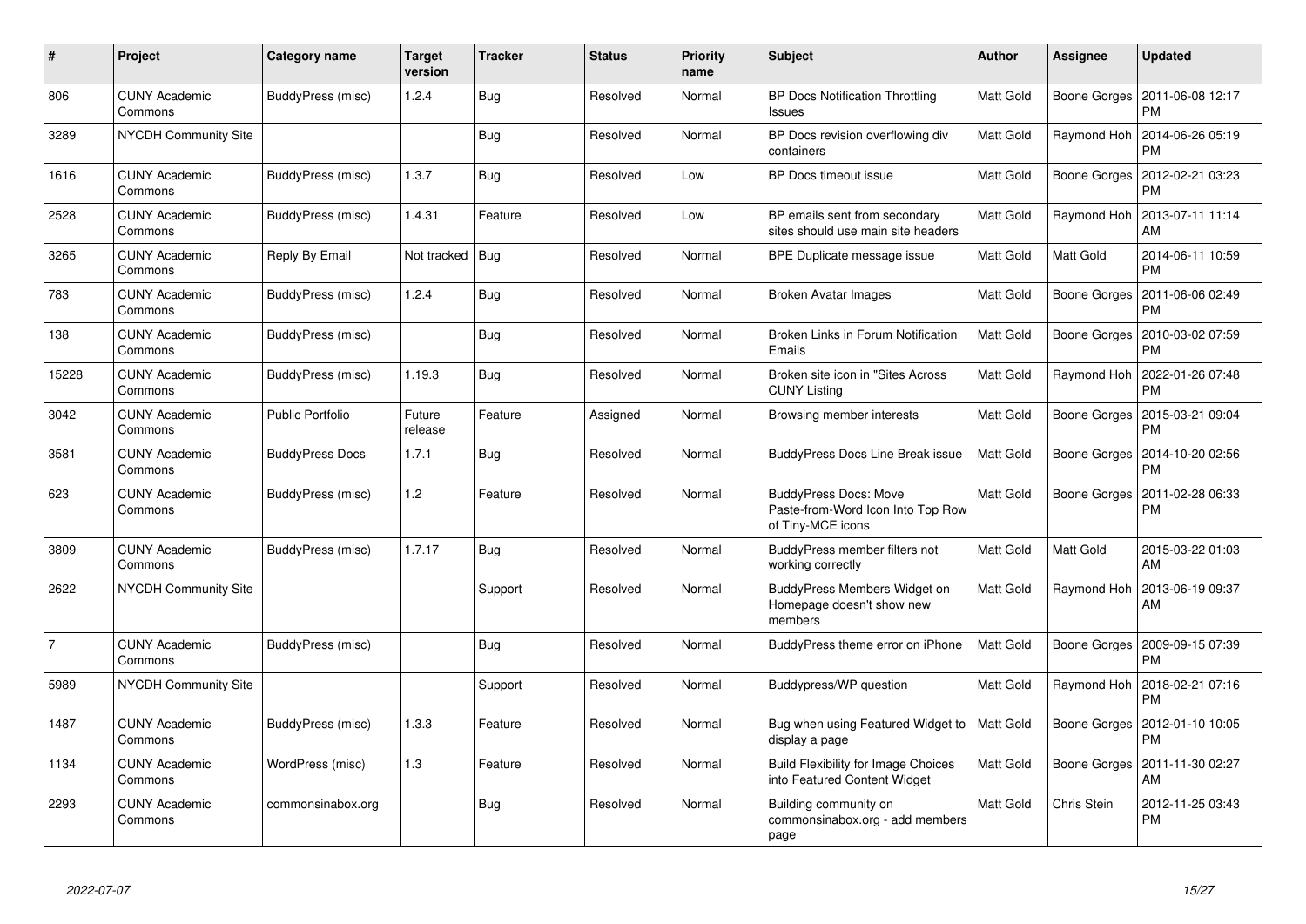| # | Project | Category name | Target version | Tracker | Status | Priority name | Subject | Author | Assignee | Updated |
|---|---|---|---|---|---|---|---|---|---|---|
| 806 | CUNY Academic Commons | BuddyPress (misc) | 1.2.4 | Bug | Resolved | Normal | BP Docs Notification Throttling Issues | Matt Gold | Boone Gorges | 2011-06-08 12:17 PM |
| 3289 | NYCDH Community Site | | | Bug | Resolved | Normal | BP Docs revision overflowing div containers | Matt Gold | Raymond Hoh | 2014-06-26 05:19 PM |
| 1616 | CUNY Academic Commons | BuddyPress (misc) | 1.3.7 | Bug | Resolved | Low | BP Docs timeout issue | Matt Gold | Boone Gorges | 2012-02-21 03:23 PM |
| 2528 | CUNY Academic Commons | BuddyPress (misc) | 1.4.31 | Feature | Resolved | Low | BP emails sent from secondary sites should use main site headers | Matt Gold | Raymond Hoh | 2013-07-11 11:14 AM |
| 3265 | CUNY Academic Commons | Reply By Email | Not tracked | Bug | Resolved | Normal | BPE Duplicate message issue | Matt Gold | Matt Gold | 2014-06-11 10:59 PM |
| 783 | CUNY Academic Commons | BuddyPress (misc) | 1.2.4 | Bug | Resolved | Normal | Broken Avatar Images | Matt Gold | Boone Gorges | 2011-06-06 02:49 PM |
| 138 | CUNY Academic Commons | BuddyPress (misc) | | Bug | Resolved | Normal | Broken Links in Forum Notification Emails | Matt Gold | Boone Gorges | 2010-03-02 07:59 PM |
| 15228 | CUNY Academic Commons | BuddyPress (misc) | 1.19.3 | Bug | Resolved | Normal | Broken site icon in "Sites Across CUNY Listing | Matt Gold | Raymond Hoh | 2022-01-26 07:48 PM |
| 3042 | CUNY Academic Commons | Public Portfolio | Future release | Feature | Assigned | Normal | Browsing member interests | Matt Gold | Boone Gorges | 2015-03-21 09:04 PM |
| 3581 | CUNY Academic Commons | BuddyPress Docs | 1.7.1 | Bug | Resolved | Normal | BuddyPress Docs Line Break issue | Matt Gold | Boone Gorges | 2014-10-20 02:56 PM |
| 623 | CUNY Academic Commons | BuddyPress (misc) | 1.2 | Feature | Resolved | Normal | BuddyPress Docs: Move Paste-from-Word Icon Into Top Row of Tiny-MCE icons | Matt Gold | Boone Gorges | 2011-02-28 06:33 PM |
| 3809 | CUNY Academic Commons | BuddyPress (misc) | 1.7.17 | Bug | Resolved | Normal | BuddyPress member filters not working correctly | Matt Gold | Matt Gold | 2015-03-22 01:03 AM |
| 2622 | NYCDH Community Site | | | Support | Resolved | Normal | BuddyPress Members Widget on Homepage doesn't show new members | Matt Gold | Raymond Hoh | 2013-06-19 09:37 AM |
| 7 | CUNY Academic Commons | BuddyPress (misc) | | Bug | Resolved | Normal | BuddyPress theme error on iPhone | Matt Gold | Boone Gorges | 2009-09-15 07:39 PM |
| 5989 | NYCDH Community Site | | | Support | Resolved | Normal | Buddypress/WP question | Matt Gold | Raymond Hoh | 2018-02-21 07:16 PM |
| 1487 | CUNY Academic Commons | BuddyPress (misc) | 1.3.3 | Feature | Resolved | Normal | Bug when using Featured Widget to display a page | Matt Gold | Boone Gorges | 2012-01-10 10:05 PM |
| 1134 | CUNY Academic Commons | WordPress (misc) | 1.3 | Feature | Resolved | Normal | Build Flexibility for Image Choices into Featured Content Widget | Matt Gold | Boone Gorges | 2011-11-30 02:27 AM |
| 2293 | CUNY Academic Commons | commonsinabox.org | | Bug | Resolved | Normal | Building community on commonsinabox.org - add members page | Matt Gold | Chris Stein | 2012-11-25 03:43 PM |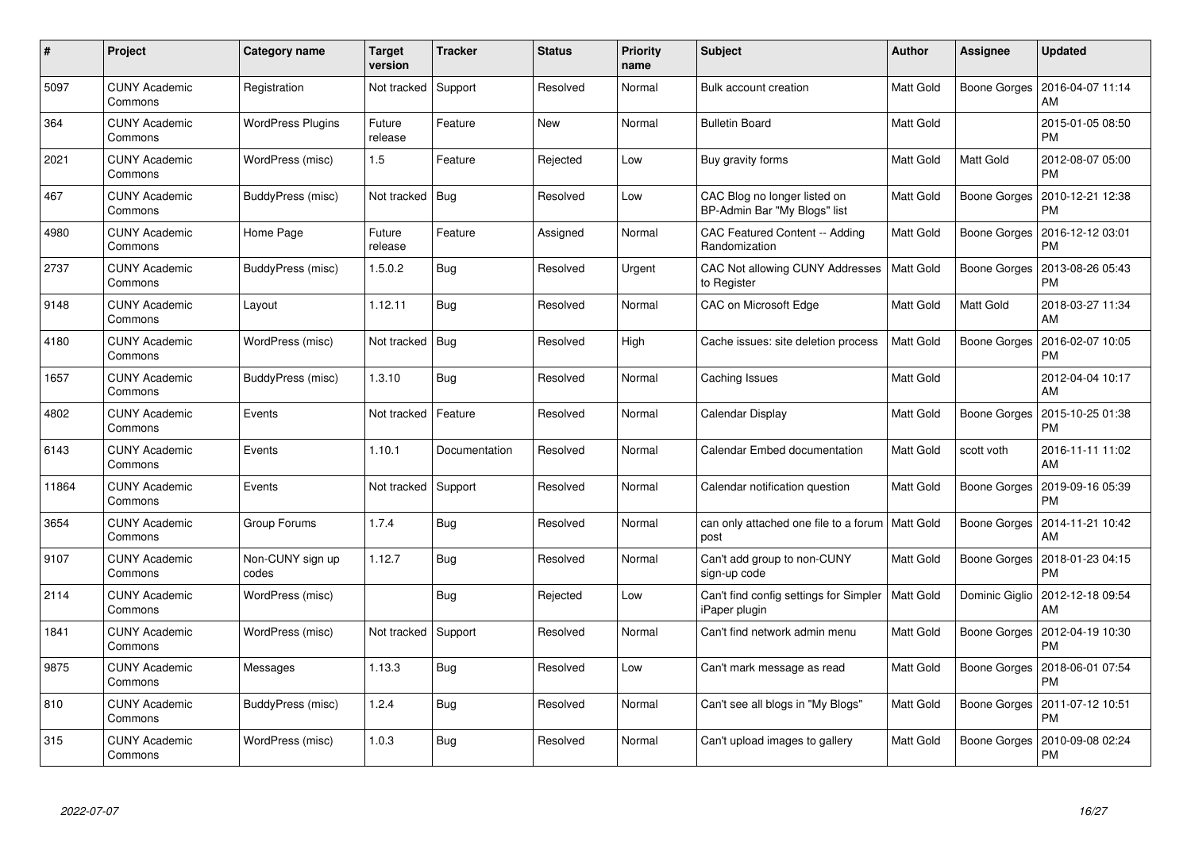| # | Project | Category name | Target version | Tracker | Status | Priority name | Subject | Author | Assignee | Updated |
|---|---|---|---|---|---|---|---|---|---|---|
| 5097 | CUNY Academic Commons | Registration | Not tracked | Support | Resolved | Normal | Bulk account creation | Matt Gold | Boone Gorges | 2016-04-07 11:14 AM |
| 364 | CUNY Academic Commons | WordPress Plugins | Future release | Feature | New | Normal | Bulletin Board | Matt Gold | | 2015-01-05 08:50 PM |
| 2021 | CUNY Academic Commons | WordPress (misc) | 1.5 | Feature | Rejected | Low | Buy gravity forms | Matt Gold | Matt Gold | 2012-08-07 05:00 PM |
| 467 | CUNY Academic Commons | BuddyPress (misc) | Not tracked | Bug | Resolved | Low | CAC Blog no longer listed on BP-Admin Bar "My Blogs" list | Matt Gold | Boone Gorges | 2010-12-21 12:38 PM |
| 4980 | CUNY Academic Commons | Home Page | Future release | Feature | Assigned | Normal | CAC Featured Content -- Adding Randomization | Matt Gold | Boone Gorges | 2016-12-12 03:01 PM |
| 2737 | CUNY Academic Commons | BuddyPress (misc) | 1.5.0.2 | Bug | Resolved | Urgent | CAC Not allowing CUNY Addresses to Register | Matt Gold | Boone Gorges | 2013-08-26 05:43 PM |
| 9148 | CUNY Academic Commons | Layout | 1.12.11 | Bug | Resolved | Normal | CAC on Microsoft Edge | Matt Gold | Matt Gold | 2018-03-27 11:34 AM |
| 4180 | CUNY Academic Commons | WordPress (misc) | Not tracked | Bug | Resolved | High | Cache issues: site deletion process | Matt Gold | Boone Gorges | 2016-02-07 10:05 PM |
| 1657 | CUNY Academic Commons | BuddyPress (misc) | 1.3.10 | Bug | Resolved | Normal | Caching Issues | Matt Gold | | 2012-04-04 10:17 AM |
| 4802 | CUNY Academic Commons | Events | Not tracked | Feature | Resolved | Normal | Calendar Display | Matt Gold | Boone Gorges | 2015-10-25 01:38 PM |
| 6143 | CUNY Academic Commons | Events | 1.10.1 | Documentation | Resolved | Normal | Calendar Embed documentation | Matt Gold | scott voth | 2016-11-11 11:02 AM |
| 11864 | CUNY Academic Commons | Events | Not tracked | Support | Resolved | Normal | Calendar notification question | Matt Gold | Boone Gorges | 2019-09-16 05:39 PM |
| 3654 | CUNY Academic Commons | Group Forums | 1.7.4 | Bug | Resolved | Normal | can only attached one file to a forum post | Matt Gold | Boone Gorges | 2014-11-21 10:42 AM |
| 9107 | CUNY Academic Commons | Non-CUNY sign up codes | 1.12.7 | Bug | Resolved | Normal | Can't add group to non-CUNY sign-up code | Matt Gold | Boone Gorges | 2018-01-23 04:15 PM |
| 2114 | CUNY Academic Commons | WordPress (misc) | | Bug | Rejected | Low | Can't find config settings for Simpler iPaper plugin | Matt Gold | Dominic Giglio | 2012-12-18 09:54 AM |
| 1841 | CUNY Academic Commons | WordPress (misc) | Not tracked | Support | Resolved | Normal | Can't find network admin menu | Matt Gold | Boone Gorges | 2012-04-19 10:30 PM |
| 9875 | CUNY Academic Commons | Messages | 1.13.3 | Bug | Resolved | Low | Can't mark message as read | Matt Gold | Boone Gorges | 2018-06-01 07:54 PM |
| 810 | CUNY Academic Commons | BuddyPress (misc) | 1.2.4 | Bug | Resolved | Normal | Can't see all blogs in "My Blogs" | Matt Gold | Boone Gorges | 2011-07-12 10:51 PM |
| 315 | CUNY Academic Commons | WordPress (misc) | 1.0.3 | Bug | Resolved | Normal | Can't upload images to gallery | Matt Gold | Boone Gorges | 2010-09-08 02:24 PM |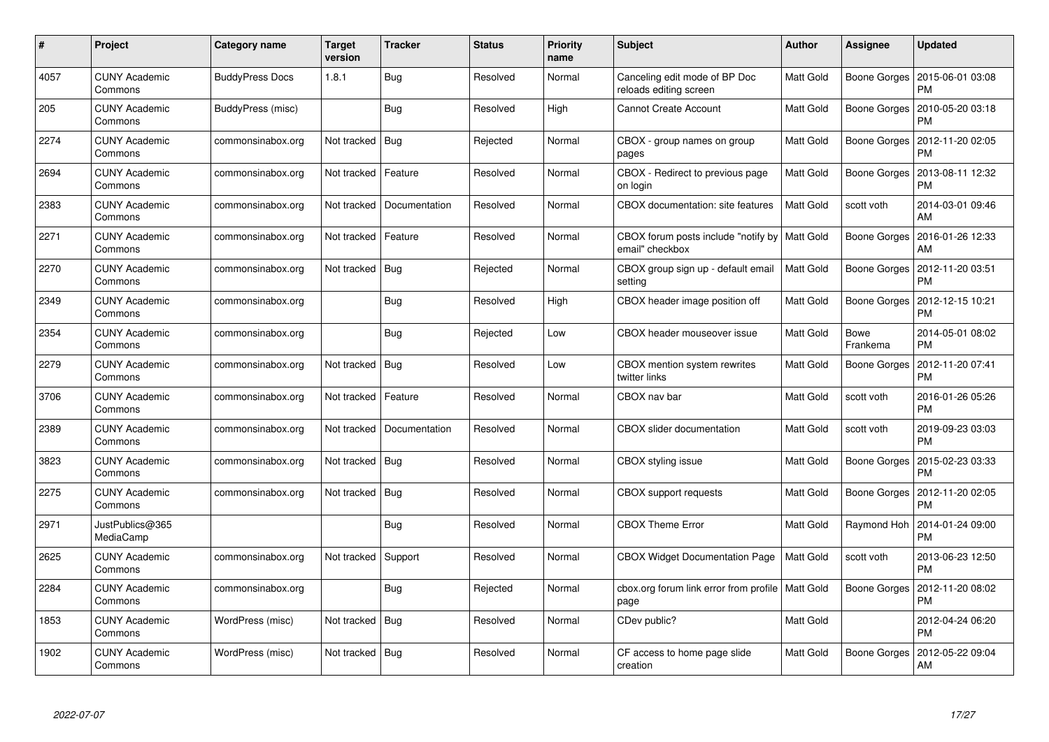| # | Project | Category name | Target version | Tracker | Status | Priority name | Subject | Author | Assignee | Updated |
|---|---|---|---|---|---|---|---|---|---|---|
| 4057 | CUNY Academic Commons | BuddyPress Docs | 1.8.1 | Bug | Resolved | Normal | Canceling edit mode of BP Doc reloads editing screen | Matt Gold | Boone Gorges | 2015-06-01 03:08 PM |
| 205 | CUNY Academic Commons | BuddyPress (misc) | | Bug | Resolved | High | Cannot Create Account | Matt Gold | Boone Gorges | 2010-05-20 03:18 PM |
| 2274 | CUNY Academic Commons | commonsinabox.org | Not tracked | Bug | Rejected | Normal | CBOX - group names on group pages | Matt Gold | Boone Gorges | 2012-11-20 02:05 PM |
| 2694 | CUNY Academic Commons | commonsinabox.org | Not tracked | Feature | Resolved | Normal | CBOX - Redirect to previous page on login | Matt Gold | Boone Gorges | 2013-08-11 12:32 PM |
| 2383 | CUNY Academic Commons | commonsinabox.org | Not tracked | Documentation | Resolved | Normal | CBOX documentation: site features | Matt Gold | scott voth | 2014-03-01 09:46 AM |
| 2271 | CUNY Academic Commons | commonsinabox.org | Not tracked | Feature | Resolved | Normal | CBOX forum posts include "notify by email" checkbox | Matt Gold | Boone Gorges | 2016-01-26 12:33 AM |
| 2270 | CUNY Academic Commons | commonsinabox.org | Not tracked | Bug | Rejected | Normal | CBOX group sign up - default email setting | Matt Gold | Boone Gorges | 2012-11-20 03:51 PM |
| 2349 | CUNY Academic Commons | commonsinabox.org | | Bug | Resolved | High | CBOX header image position off | Matt Gold | Boone Gorges | 2012-12-15 10:21 PM |
| 2354 | CUNY Academic Commons | commonsinabox.org | | Bug | Rejected | Low | CBOX header mouseover issue | Matt Gold | Bowe Frankema | 2014-05-01 08:02 PM |
| 2279 | CUNY Academic Commons | commonsinabox.org | Not tracked | Bug | Resolved | Low | CBOX mention system rewrites twitter links | Matt Gold | Boone Gorges | 2012-11-20 07:41 PM |
| 3706 | CUNY Academic Commons | commonsinabox.org | Not tracked | Feature | Resolved | Normal | CBOX nav bar | Matt Gold | scott voth | 2016-01-26 05:26 PM |
| 2389 | CUNY Academic Commons | commonsinabox.org | Not tracked | Documentation | Resolved | Normal | CBOX slider documentation | Matt Gold | scott voth | 2019-09-23 03:03 PM |
| 3823 | CUNY Academic Commons | commonsinabox.org | Not tracked | Bug | Resolved | Normal | CBOX styling issue | Matt Gold | Boone Gorges | 2015-02-23 03:33 PM |
| 2275 | CUNY Academic Commons | commonsinabox.org | Not tracked | Bug | Resolved | Normal | CBOX support requests | Matt Gold | Boone Gorges | 2012-11-20 02:05 PM |
| 2971 | JustPublics@365 MediaCamp | | | Bug | Resolved | Normal | CBOX Theme Error | Matt Gold | Raymond Hoh | 2014-01-24 09:00 PM |
| 2625 | CUNY Academic Commons | commonsinabox.org | Not tracked | Support | Resolved | Normal | CBOX Widget Documentation Page | Matt Gold | scott voth | 2013-06-23 12:50 PM |
| 2284 | CUNY Academic Commons | commonsinabox.org | | Bug | Rejected | Normal | cbox.org forum link error from profile page | Matt Gold | Boone Gorges | 2012-11-20 08:02 PM |
| 1853 | CUNY Academic Commons | WordPress (misc) | Not tracked | Bug | Resolved | Normal | CDev public? | Matt Gold | | 2012-04-24 06:20 PM |
| 1902 | CUNY Academic Commons | WordPress (misc) | Not tracked | Bug | Resolved | Normal | CF access to home page slide creation | Matt Gold | Boone Gorges | 2012-05-22 09:04 AM |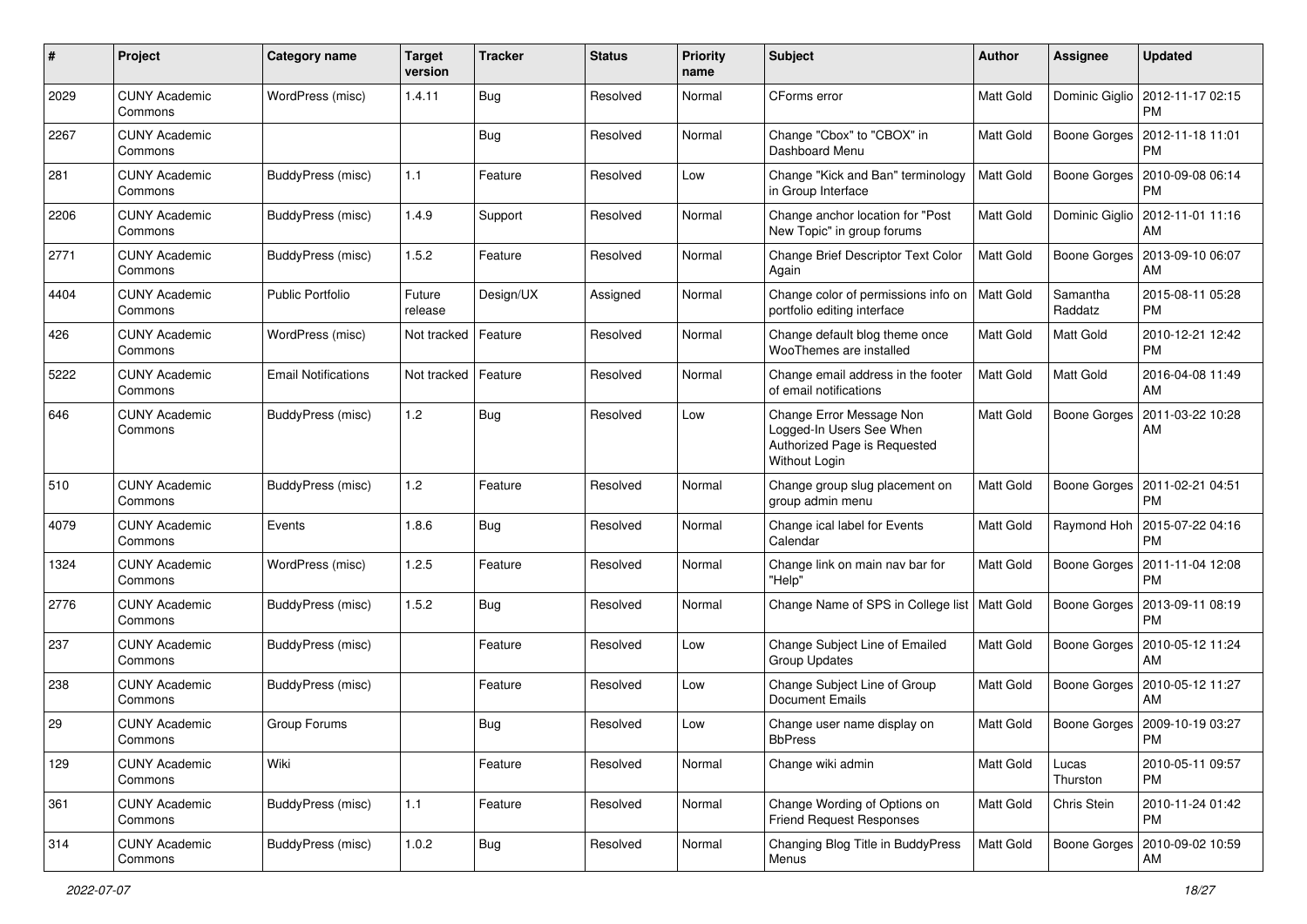| # | Project | Category name | Target version | Tracker | Status | Priority name | Subject | Author | Assignee | Updated |
|---|---|---|---|---|---|---|---|---|---|---|
| 2029 | CUNY Academic Commons | WordPress (misc) | 1.4.11 | Bug | Resolved | Normal | CForms error | Matt Gold | Dominic Giglio | 2012-11-17 02:15 PM |
| 2267 | CUNY Academic Commons | | | Bug | Resolved | Normal | Change "Cbox" to "CBOX" in Dashboard Menu | Matt Gold | Boone Gorges | 2012-11-18 11:01 PM |
| 281 | CUNY Academic Commons | BuddyPress (misc) | 1.1 | Feature | Resolved | Low | Change "Kick and Ban" terminology in Group Interface | Matt Gold | Boone Gorges | 2010-09-08 06:14 PM |
| 2206 | CUNY Academic Commons | BuddyPress (misc) | 1.4.9 | Support | Resolved | Normal | Change anchor location for "Post New Topic" in group forums | Matt Gold | Dominic Giglio | 2012-11-01 11:16 AM |
| 2771 | CUNY Academic Commons | BuddyPress (misc) | 1.5.2 | Feature | Resolved | Normal | Change Brief Descriptor Text Color Again | Matt Gold | Boone Gorges | 2013-09-10 06:07 AM |
| 4404 | CUNY Academic Commons | Public Portfolio | Future release | Design/UX | Assigned | Normal | Change color of permissions info on portfolio editing interface | Matt Gold | Samantha Raddatz | 2015-08-11 05:28 PM |
| 426 | CUNY Academic Commons | WordPress (misc) | Not tracked | Feature | Resolved | Normal | Change default blog theme once WooThemes are installed | Matt Gold | Matt Gold | 2010-12-21 12:42 PM |
| 5222 | CUNY Academic Commons | Email Notifications | Not tracked | Feature | Resolved | Normal | Change email address in the footer of email notifications | Matt Gold | Matt Gold | 2016-04-08 11:49 AM |
| 646 | CUNY Academic Commons | BuddyPress (misc) | 1.2 | Bug | Resolved | Low | Change Error Message Non Logged-In Users See When Authorized Page is Requested Without Login | Matt Gold | Boone Gorges | 2011-03-22 10:28 AM |
| 510 | CUNY Academic Commons | BuddyPress (misc) | 1.2 | Feature | Resolved | Normal | Change group slug placement on group admin menu | Matt Gold | Boone Gorges | 2011-02-21 04:51 PM |
| 4079 | CUNY Academic Commons | Events | 1.8.6 | Bug | Resolved | Normal | Change ical label for Events Calendar | Matt Gold | Raymond Hoh | 2015-07-22 04:16 PM |
| 1324 | CUNY Academic Commons | WordPress (misc) | 1.2.5 | Feature | Resolved | Normal | Change link on main nav bar for "Help" | Matt Gold | Boone Gorges | 2011-11-04 12:08 PM |
| 2776 | CUNY Academic Commons | BuddyPress (misc) | 1.5.2 | Bug | Resolved | Normal | Change Name of SPS in College list | Matt Gold | Boone Gorges | 2013-09-11 08:19 PM |
| 237 | CUNY Academic Commons | BuddyPress (misc) | | Feature | Resolved | Low | Change Subject Line of Emailed Group Updates | Matt Gold | Boone Gorges | 2010-05-12 11:24 AM |
| 238 | CUNY Academic Commons | BuddyPress (misc) | | Feature | Resolved | Low | Change Subject Line of Group Document Emails | Matt Gold | Boone Gorges | 2010-05-12 11:27 AM |
| 29 | CUNY Academic Commons | Group Forums | | Bug | Resolved | Low | Change user name display on BbPress | Matt Gold | Boone Gorges | 2009-10-19 03:27 PM |
| 129 | CUNY Academic Commons | Wiki | | Feature | Resolved | Normal | Change wiki admin | Matt Gold | Lucas Thurston | 2010-05-11 09:57 PM |
| 361 | CUNY Academic Commons | BuddyPress (misc) | 1.1 | Feature | Resolved | Normal | Change Wording of Options on Friend Request Responses | Matt Gold | Chris Stein | 2010-11-24 01:42 PM |
| 314 | CUNY Academic Commons | BuddyPress (misc) | 1.0.2 | Bug | Resolved | Normal | Changing Blog Title in BuddyPress Menus | Matt Gold | Boone Gorges | 2010-09-02 10:59 AM |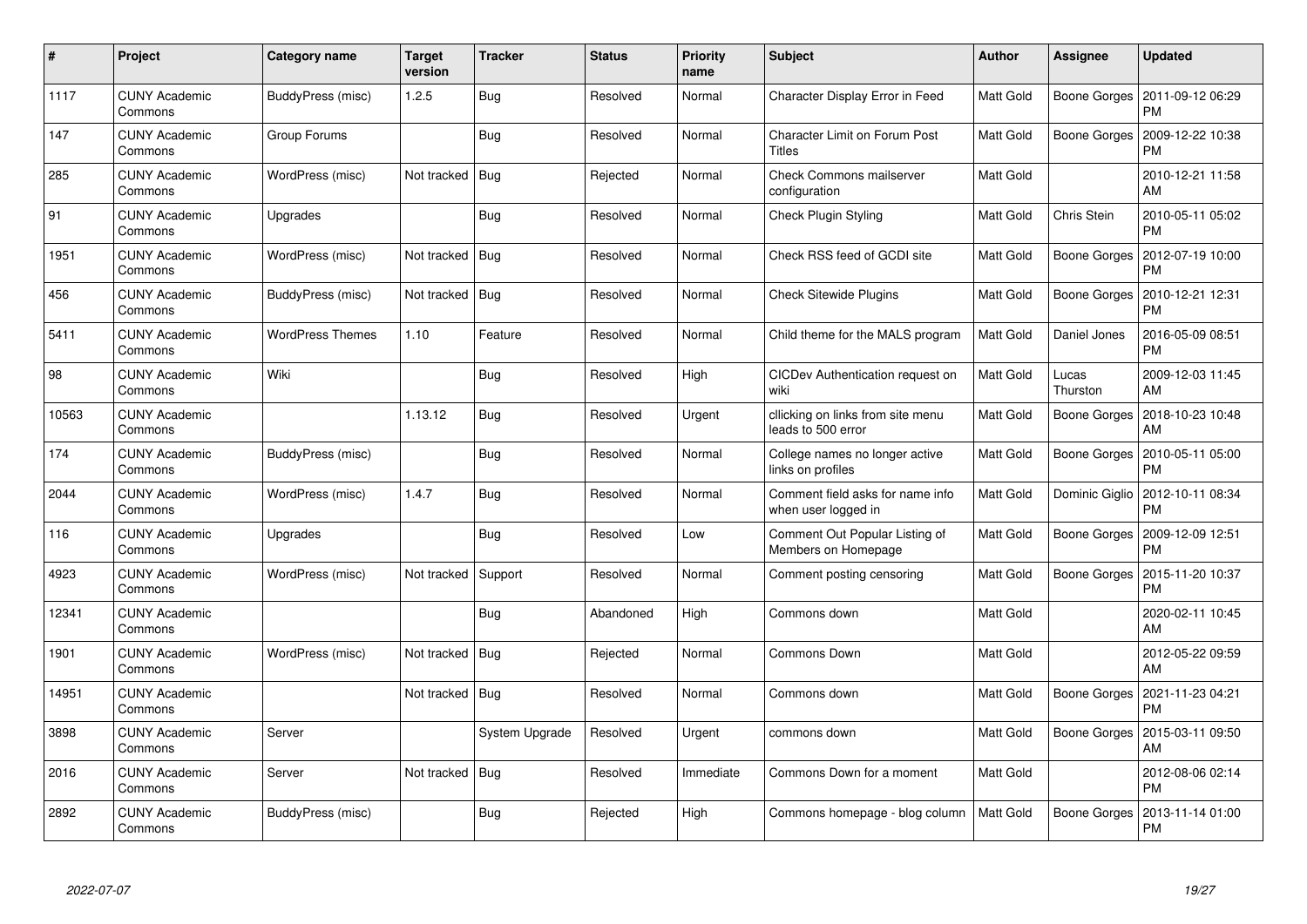| # | Project | Category name | Target version | Tracker | Status | Priority name | Subject | Author | Assignee | Updated |
|---|---|---|---|---|---|---|---|---|---|---|
| 1117 | CUNY Academic Commons | BuddyPress (misc) | 1.2.5 | Bug | Resolved | Normal | Character Display Error in Feed | Matt Gold | Boone Gorges | 2011-09-12 06:29 PM |
| 147 | CUNY Academic Commons | Group Forums | | Bug | Resolved | Normal | Character Limit on Forum Post Titles | Matt Gold | Boone Gorges | 2009-12-22 10:38 PM |
| 285 | CUNY Academic Commons | WordPress (misc) | Not tracked | Bug | Rejected | Normal | Check Commons mailserver configuration | Matt Gold | | 2010-12-21 11:58 AM |
| 91 | CUNY Academic Commons | Upgrades | | Bug | Resolved | Normal | Check Plugin Styling | Matt Gold | Chris Stein | 2010-05-11 05:02 PM |
| 1951 | CUNY Academic Commons | WordPress (misc) | Not tracked | Bug | Resolved | Normal | Check RSS feed of GCDI site | Matt Gold | Boone Gorges | 2012-07-19 10:00 PM |
| 456 | CUNY Academic Commons | BuddyPress (misc) | Not tracked | Bug | Resolved | Normal | Check Sitewide Plugins | Matt Gold | Boone Gorges | 2010-12-21 12:31 PM |
| 5411 | CUNY Academic Commons | WordPress Themes | 1.10 | Feature | Resolved | Normal | Child theme for the MALS program | Matt Gold | Daniel Jones | 2016-05-09 08:51 PM |
| 98 | CUNY Academic Commons | Wiki | | Bug | Resolved | High | CICDev Authentication request on wiki | Matt Gold | Lucas Thurston | 2009-12-03 11:45 AM |
| 10563 | CUNY Academic Commons | | 1.13.12 | Bug | Resolved | Urgent | cllicking on links from site menu leads to 500 error | Matt Gold | Boone Gorges | 2018-10-23 10:48 AM |
| 174 | CUNY Academic Commons | BuddyPress (misc) | | Bug | Resolved | Normal | College names no longer active links on profiles | Matt Gold | Boone Gorges | 2010-05-11 05:00 PM |
| 2044 | CUNY Academic Commons | WordPress (misc) | 1.4.7 | Bug | Resolved | Normal | Comment field asks for name info when user logged in | Matt Gold | Dominic Giglio | 2012-10-11 08:34 PM |
| 116 | CUNY Academic Commons | Upgrades | | Bug | Resolved | Low | Comment Out Popular Listing of Members on Homepage | Matt Gold | Boone Gorges | 2009-12-09 12:51 PM |
| 4923 | CUNY Academic Commons | WordPress (misc) | Not tracked | Support | Resolved | Normal | Comment posting censoring | Matt Gold | Boone Gorges | 2015-11-20 10:37 PM |
| 12341 | CUNY Academic Commons | | | Bug | Abandoned | High | Commons down | Matt Gold | | 2020-02-11 10:45 AM |
| 1901 | CUNY Academic Commons | WordPress (misc) | Not tracked | Bug | Rejected | Normal | Commons Down | Matt Gold | | 2012-05-22 09:59 AM |
| 14951 | CUNY Academic Commons | | Not tracked | Bug | Resolved | Normal | Commons down | Matt Gold | Boone Gorges | 2021-11-23 04:21 PM |
| 3898 | CUNY Academic Commons | Server | | System Upgrade | Resolved | Urgent | commons down | Matt Gold | Boone Gorges | 2015-03-11 09:50 AM |
| 2016 | CUNY Academic Commons | Server | Not tracked | Bug | Resolved | Immediate | Commons Down for a moment | Matt Gold | | 2012-08-06 02:14 PM |
| 2892 | CUNY Academic Commons | BuddyPress (misc) | | Bug | Rejected | High | Commons homepage - blog column | Matt Gold | Boone Gorges | 2013-11-14 01:00 PM |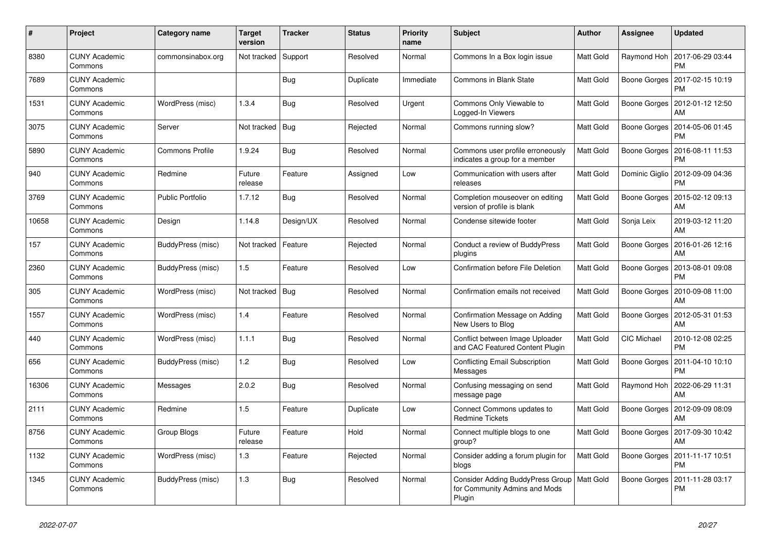| # | Project | Category name | Target version | Tracker | Status | Priority name | Subject | Author | Assignee | Updated |
|---|---|---|---|---|---|---|---|---|---|---|
| 8380 | CUNY Academic Commons | commonsinabox.org | Not tracked | Support | Resolved | Normal | Commons In a Box login issue | Matt Gold | Raymond Hoh | 2017-06-29 03:44 PM |
| 7689 | CUNY Academic Commons | | | Bug | Duplicate | Immediate | Commons in Blank State | Matt Gold | Boone Gorges | 2017-02-15 10:19 PM |
| 1531 | CUNY Academic Commons | WordPress (misc) | 1.3.4 | Bug | Resolved | Urgent | Commons Only Viewable to Logged-In Viewers | Matt Gold | Boone Gorges | 2012-01-12 12:50 AM |
| 3075 | CUNY Academic Commons | Server | Not tracked | Bug | Rejected | Normal | Commons running slow? | Matt Gold | Boone Gorges | 2014-05-06 01:45 PM |
| 5890 | CUNY Academic Commons | Commons Profile | 1.9.24 | Bug | Resolved | Normal | Commons user profile erroneously indicates a group for a member | Matt Gold | Boone Gorges | 2016-08-11 11:53 PM |
| 940 | CUNY Academic Commons | Redmine | Future release | Feature | Assigned | Low | Communication with users after releases | Matt Gold | Dominic Giglio | 2012-09-09 04:36 PM |
| 3769 | CUNY Academic Commons | Public Portfolio | 1.7.12 | Bug | Resolved | Normal | Completion mouseover on editing version of profile is blank | Matt Gold | Boone Gorges | 2015-02-12 09:13 AM |
| 10658 | CUNY Academic Commons | Design | 1.14.8 | Design/UX | Resolved | Normal | Condense sitewide footer | Matt Gold | Sonja Leix | 2019-03-12 11:20 AM |
| 157 | CUNY Academic Commons | BuddyPress (misc) | Not tracked | Feature | Rejected | Normal | Conduct a review of BuddyPress plugins | Matt Gold | Boone Gorges | 2016-01-26 12:16 AM |
| 2360 | CUNY Academic Commons | BuddyPress (misc) | 1.5 | Feature | Resolved | Low | Confirmation before File Deletion | Matt Gold | Boone Gorges | 2013-08-01 09:08 PM |
| 305 | CUNY Academic Commons | WordPress (misc) | Not tracked | Bug | Resolved | Normal | Confirmation emails not received | Matt Gold | Boone Gorges | 2010-09-08 11:00 AM |
| 1557 | CUNY Academic Commons | WordPress (misc) | 1.4 | Feature | Resolved | Normal | Confirmation Message on Adding New Users to Blog | Matt Gold | Boone Gorges | 2012-05-31 01:53 AM |
| 440 | CUNY Academic Commons | WordPress (misc) | 1.1.1 | Bug | Resolved | Normal | Conflict between Image Uploader and CAC Featured Content Plugin | Matt Gold | CIC Michael | 2010-12-08 02:25 PM |
| 656 | CUNY Academic Commons | BuddyPress (misc) | 1.2 | Bug | Resolved | Low | Conflicting Email Subscription Messages | Matt Gold | Boone Gorges | 2011-04-10 10:10 PM |
| 16306 | CUNY Academic Commons | Messages | 2.0.2 | Bug | Resolved | Normal | Confusing messaging on send message page | Matt Gold | Raymond Hoh | 2022-06-29 11:31 AM |
| 2111 | CUNY Academic Commons | Redmine | 1.5 | Feature | Duplicate | Low | Connect Commons updates to Redmine Tickets | Matt Gold | Boone Gorges | 2012-09-09 08:09 AM |
| 8756 | CUNY Academic Commons | Group Blogs | Future release | Feature | Hold | Normal | Connect multiple blogs to one group? | Matt Gold | Boone Gorges | 2017-09-30 10:42 AM |
| 1132 | CUNY Academic Commons | WordPress (misc) | 1.3 | Feature | Rejected | Normal | Consider adding a forum plugin for blogs | Matt Gold | Boone Gorges | 2011-11-17 10:51 PM |
| 1345 | CUNY Academic Commons | BuddyPress (misc) | 1.3 | Bug | Resolved | Normal | Consider Adding BuddyPress Group for Community Admins and Mods Plugin | Matt Gold | Boone Gorges | 2011-11-28 03:17 PM |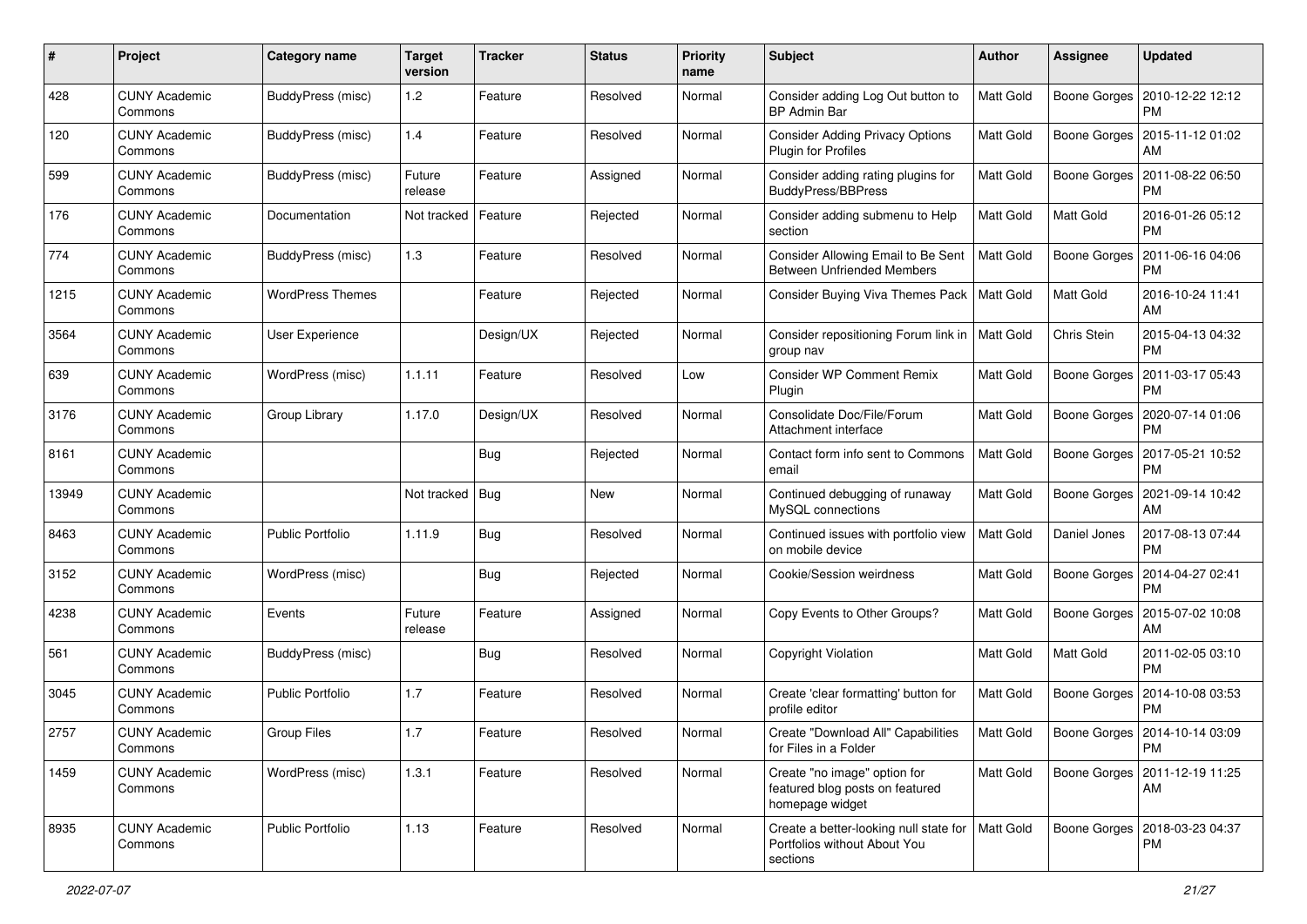| # | Project | Category name | Target version | Tracker | Status | Priority name | Subject | Author | Assignee | Updated |
|---|---|---|---|---|---|---|---|---|---|---|
| 428 | CUNY Academic Commons | BuddyPress (misc) | 1.2 | Feature | Resolved | Normal | Consider adding Log Out button to BP Admin Bar | Matt Gold | Boone Gorges | 2010-12-22 12:12 PM |
| 120 | CUNY Academic Commons | BuddyPress (misc) | 1.4 | Feature | Resolved | Normal | Consider Adding Privacy Options Plugin for Profiles | Matt Gold | Boone Gorges | 2015-11-12 01:02 AM |
| 599 | CUNY Academic Commons | BuddyPress (misc) | Future release | Feature | Assigned | Normal | Consider adding rating plugins for BuddyPress/BBPress | Matt Gold | Boone Gorges | 2011-08-22 06:50 PM |
| 176 | CUNY Academic Commons | Documentation | Not tracked | Feature | Rejected | Normal | Consider adding submenu to Help section | Matt Gold | Matt Gold | 2016-01-26 05:12 PM |
| 774 | CUNY Academic Commons | BuddyPress (misc) | 1.3 | Feature | Resolved | Normal | Consider Allowing Email to Be Sent Between Unfriended Members | Matt Gold | Boone Gorges | 2011-06-16 04:06 PM |
| 1215 | CUNY Academic Commons | WordPress Themes | | Feature | Rejected | Normal | Consider Buying Viva Themes Pack | Matt Gold | Matt Gold | 2016-10-24 11:41 AM |
| 3564 | CUNY Academic Commons | User Experience | | Design/UX | Rejected | Normal | Consider repositioning Forum link in group nav | Matt Gold | Chris Stein | 2015-04-13 04:32 PM |
| 639 | CUNY Academic Commons | WordPress (misc) | 1.1.11 | Feature | Resolved | Low | Consider WP Comment Remix Plugin | Matt Gold | Boone Gorges | 2011-03-17 05:43 PM |
| 3176 | CUNY Academic Commons | Group Library | 1.17.0 | Design/UX | Resolved | Normal | Consolidate Doc/File/Forum Attachment interface | Matt Gold | Boone Gorges | 2020-07-14 01:06 PM |
| 8161 | CUNY Academic Commons | | | Bug | Rejected | Normal | Contact form info sent to Commons email | Matt Gold | Boone Gorges | 2017-05-21 10:52 PM |
| 13949 | CUNY Academic Commons | | Not tracked | Bug | New | Normal | Continued debugging of runaway MySQL connections | Matt Gold | Boone Gorges | 2021-09-14 10:42 AM |
| 8463 | CUNY Academic Commons | Public Portfolio | 1.11.9 | Bug | Resolved | Normal | Continued issues with portfolio view on mobile device | Matt Gold | Daniel Jones | 2017-08-13 07:44 PM |
| 3152 | CUNY Academic Commons | WordPress (misc) | | Bug | Rejected | Normal | Cookie/Session weirdness | Matt Gold | Boone Gorges | 2014-04-27 02:41 PM |
| 4238 | CUNY Academic Commons | Events | Future release | Feature | Assigned | Normal | Copy Events to Other Groups? | Matt Gold | Boone Gorges | 2015-07-02 10:08 AM |
| 561 | CUNY Academic Commons | BuddyPress (misc) | | Bug | Resolved | Normal | Copyright Violation | Matt Gold | Matt Gold | 2011-02-05 03:10 PM |
| 3045 | CUNY Academic Commons | Public Portfolio | 1.7 | Feature | Resolved | Normal | Create 'clear formatting' button for profile editor | Matt Gold | Boone Gorges | 2014-10-08 03:53 PM |
| 2757 | CUNY Academic Commons | Group Files | 1.7 | Feature | Resolved | Normal | Create "Download All" Capabilities for Files in a Folder | Matt Gold | Boone Gorges | 2014-10-14 03:09 PM |
| 1459 | CUNY Academic Commons | WordPress (misc) | 1.3.1 | Feature | Resolved | Normal | Create "no image" option for featured blog posts on featured homepage widget | Matt Gold | Boone Gorges | 2011-12-19 11:25 AM |
| 8935 | CUNY Academic Commons | Public Portfolio | 1.13 | Feature | Resolved | Normal | Create a better-looking null state for Portfolios without About You sections | Matt Gold | Boone Gorges | 2018-03-23 04:37 PM |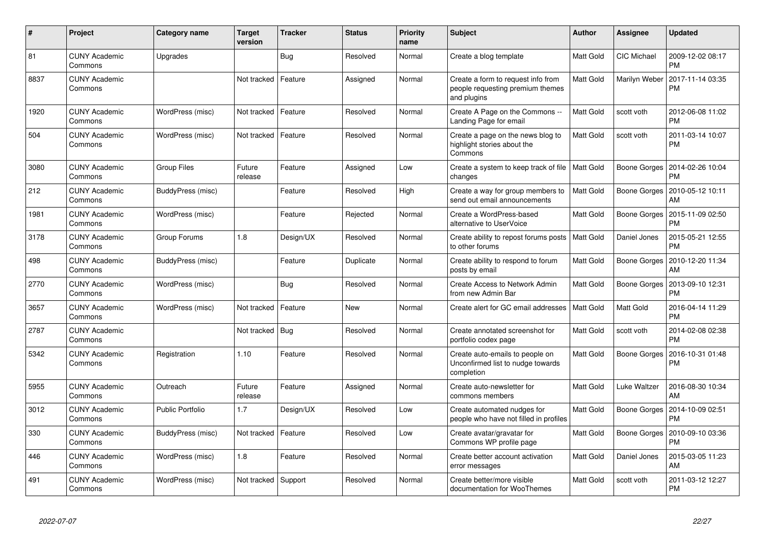| # | Project | Category name | Target version | Tracker | Status | Priority name | Subject | Author | Assignee | Updated |
|---|---|---|---|---|---|---|---|---|---|---|
| 81 | CUNY Academic Commons | Upgrades | | Bug | Resolved | Normal | Create a blog template | Matt Gold | CIC Michael | 2009-12-02 08:17 PM |
| 8837 | CUNY Academic Commons | | Not tracked | Feature | Assigned | Normal | Create a form to request info from people requesting premium themes and plugins | Matt Gold | Marilyn Weber | 2017-11-14 03:35 PM |
| 1920 | CUNY Academic Commons | WordPress (misc) | Not tracked | Feature | Resolved | Normal | Create A Page on the Commons -- Landing Page for email | Matt Gold | scott voth | 2012-06-08 11:02 PM |
| 504 | CUNY Academic Commons | WordPress (misc) | Not tracked | Feature | Resolved | Normal | Create a page on the news blog to highlight stories about the Commons | Matt Gold | scott voth | 2011-03-14 10:07 PM |
| 3080 | CUNY Academic Commons | Group Files | Future release | Feature | Assigned | Low | Create a system to keep track of file changes | Matt Gold | Boone Gorges | 2014-02-26 10:04 PM |
| 212 | CUNY Academic Commons | BuddyPress (misc) | | Feature | Resolved | High | Create a way for group members to send out email announcements | Matt Gold | Boone Gorges | 2010-05-12 10:11 AM |
| 1981 | CUNY Academic Commons | WordPress (misc) | | Feature | Rejected | Normal | Create a WordPress-based alternative to UserVoice | Matt Gold | Boone Gorges | 2015-11-09 02:50 PM |
| 3178 | CUNY Academic Commons | Group Forums | 1.8 | Design/UX | Resolved | Normal | Create ability to repost forums posts to other forums | Matt Gold | Daniel Jones | 2015-05-21 12:55 PM |
| 498 | CUNY Academic Commons | BuddyPress (misc) | | Feature | Duplicate | Normal | Create ability to respond to forum posts by email | Matt Gold | Boone Gorges | 2010-12-20 11:34 AM |
| 2770 | CUNY Academic Commons | WordPress (misc) | | Bug | Resolved | Normal | Create Access to Network Admin from new Admin Bar | Matt Gold | Boone Gorges | 2013-09-10 12:31 PM |
| 3657 | CUNY Academic Commons | WordPress (misc) | Not tracked | Feature | New | Normal | Create alert for GC email addresses | Matt Gold | Matt Gold | 2016-04-14 11:29 PM |
| 2787 | CUNY Academic Commons | | Not tracked | Bug | Resolved | Normal | Create annotated screenshot for portfolio codex page | Matt Gold | scott voth | 2014-02-08 02:38 PM |
| 5342 | CUNY Academic Commons | Registration | 1.10 | Feature | Resolved | Normal | Create auto-emails to people on Unconfirmed list to nudge towards completion | Matt Gold | Boone Gorges | 2016-10-31 01:48 PM |
| 5955 | CUNY Academic Commons | Outreach | Future release | Feature | Assigned | Normal | Create auto-newsletter for commons members | Matt Gold | Luke Waltzer | 2016-08-30 10:34 AM |
| 3012 | CUNY Academic Commons | Public Portfolio | 1.7 | Design/UX | Resolved | Low | Create automated nudges for people who have not filled in profiles | Matt Gold | Boone Gorges | 2014-10-09 02:51 PM |
| 330 | CUNY Academic Commons | BuddyPress (misc) | Not tracked | Feature | Resolved | Low | Create avatar/gravatar for Commons WP profile page | Matt Gold | Boone Gorges | 2010-09-10 03:36 PM |
| 446 | CUNY Academic Commons | WordPress (misc) | 1.8 | Feature | Resolved | Normal | Create better account activation error messages | Matt Gold | Daniel Jones | 2015-03-05 11:23 AM |
| 491 | CUNY Academic Commons | WordPress (misc) | Not tracked | Support | Resolved | Normal | Create better/more visible documentation for WooThemes | Matt Gold | scott voth | 2011-03-12 12:27 PM |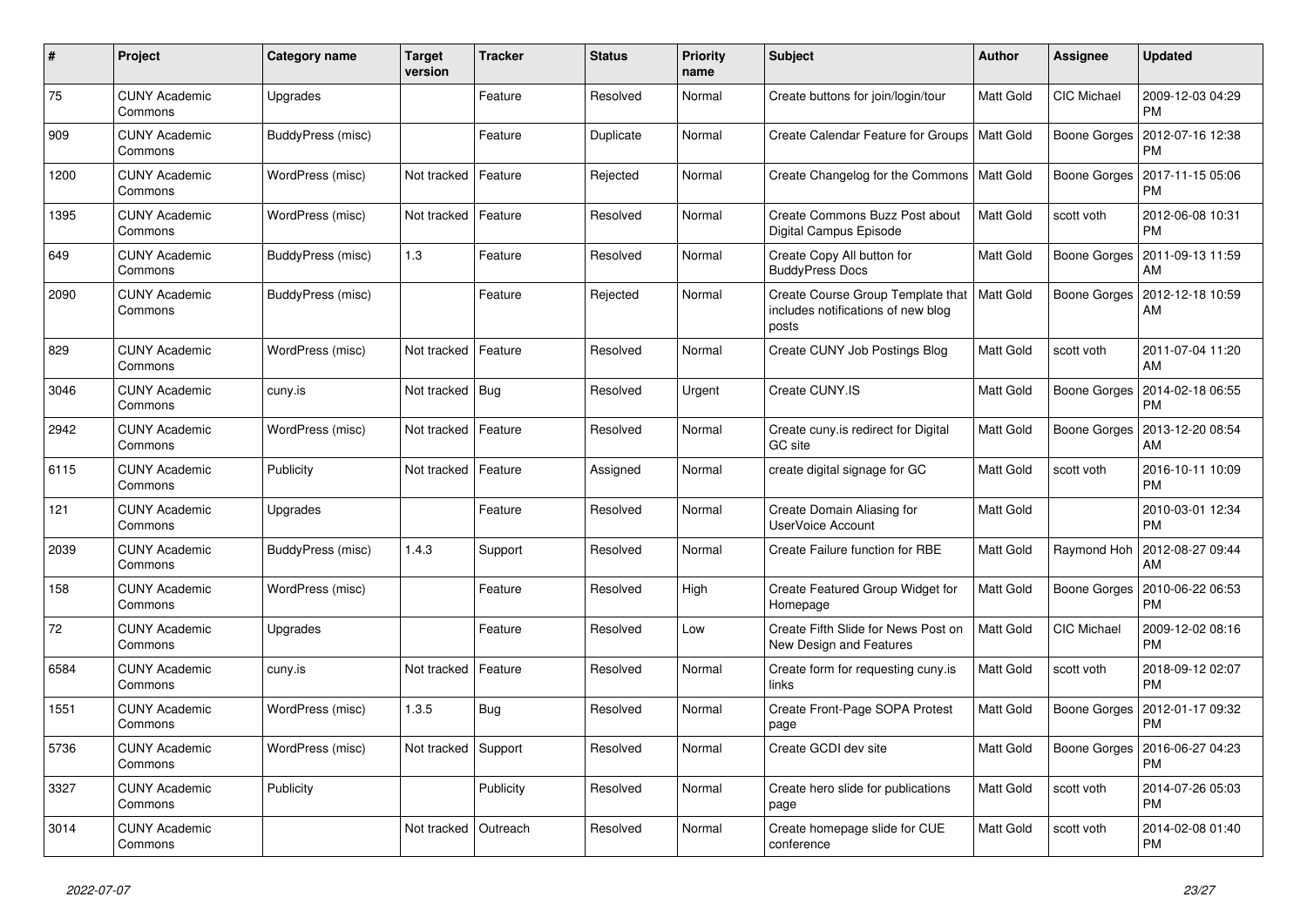| # | Project | Category name | Target version | Tracker | Status | Priority name | Subject | Author | Assignee | Updated |
|---|---|---|---|---|---|---|---|---|---|---|
| 75 | CUNY Academic Commons | Upgrades | | Feature | Resolved | Normal | Create buttons for join/login/tour | Matt Gold | CIC Michael | 2009-12-03 04:29 PM |
| 909 | CUNY Academic Commons | BuddyPress (misc) | | Feature | Duplicate | Normal | Create Calendar Feature for Groups | Matt Gold | Boone Gorges | 2012-07-16 12:38 PM |
| 1200 | CUNY Academic Commons | WordPress (misc) | Not tracked | Feature | Rejected | Normal | Create Changelog for the Commons | Matt Gold | Boone Gorges | 2017-11-15 05:06 PM |
| 1395 | CUNY Academic Commons | WordPress (misc) | Not tracked | Feature | Resolved | Normal | Create Commons Buzz Post about Digital Campus Episode | Matt Gold | scott voth | 2012-06-08 10:31 PM |
| 649 | CUNY Academic Commons | BuddyPress (misc) | 1.3 | Feature | Resolved | Normal | Create Copy All button for BuddyPress Docs | Matt Gold | Boone Gorges | 2011-09-13 11:59 AM |
| 2090 | CUNY Academic Commons | BuddyPress (misc) | | Feature | Rejected | Normal | Create Course Group Template that includes notifications of new blog posts | Matt Gold | Boone Gorges | 2012-12-18 10:59 AM |
| 829 | CUNY Academic Commons | WordPress (misc) | Not tracked | Feature | Resolved | Normal | Create CUNY Job Postings Blog | Matt Gold | scott voth | 2011-07-04 11:20 AM |
| 3046 | CUNY Academic Commons | cuny.is | Not tracked | Bug | Resolved | Urgent | Create CUNY.IS | Matt Gold | Boone Gorges | 2014-02-18 06:55 PM |
| 2942 | CUNY Academic Commons | WordPress (misc) | Not tracked | Feature | Resolved | Normal | Create cuny.is redirect for Digital GC site | Matt Gold | Boone Gorges | 2013-12-20 08:54 AM |
| 6115 | CUNY Academic Commons | Publicity | Not tracked | Feature | Assigned | Normal | create digital signage for GC | Matt Gold | scott voth | 2016-10-11 10:09 PM |
| 121 | CUNY Academic Commons | Upgrades | | Feature | Resolved | Normal | Create Domain Aliasing for UserVoice Account | Matt Gold | | 2010-03-01 12:34 PM |
| 2039 | CUNY Academic Commons | BuddyPress (misc) | 1.4.3 | Support | Resolved | Normal | Create Failure function for RBE | Matt Gold | Raymond Hoh | 2012-08-27 09:44 AM |
| 158 | CUNY Academic Commons | WordPress (misc) | | Feature | Resolved | High | Create Featured Group Widget for Homepage | Matt Gold | Boone Gorges | 2010-06-22 06:53 PM |
| 72 | CUNY Academic Commons | Upgrades | | Feature | Resolved | Low | Create Fifth Slide for News Post on New Design and Features | Matt Gold | CIC Michael | 2009-12-02 08:16 PM |
| 6584 | CUNY Academic Commons | cuny.is | Not tracked | Feature | Resolved | Normal | Create form for requesting cuny.is links | Matt Gold | scott voth | 2018-09-12 02:07 PM |
| 1551 | CUNY Academic Commons | WordPress (misc) | 1.3.5 | Bug | Resolved | Normal | Create Front-Page SOPA Protest page | Matt Gold | Boone Gorges | 2012-01-17 09:32 PM |
| 5736 | CUNY Academic Commons | WordPress (misc) | Not tracked | Support | Resolved | Normal | Create GCDI dev site | Matt Gold | Boone Gorges | 2016-06-27 04:23 PM |
| 3327 | CUNY Academic Commons | Publicity | | Publicity | Resolved | Normal | Create hero slide for publications page | Matt Gold | scott voth | 2014-07-26 05:03 PM |
| 3014 | CUNY Academic Commons | | Not tracked | Outreach | Resolved | Normal | Create homepage slide for CUE conference | Matt Gold | scott voth | 2014-02-08 01:40 PM |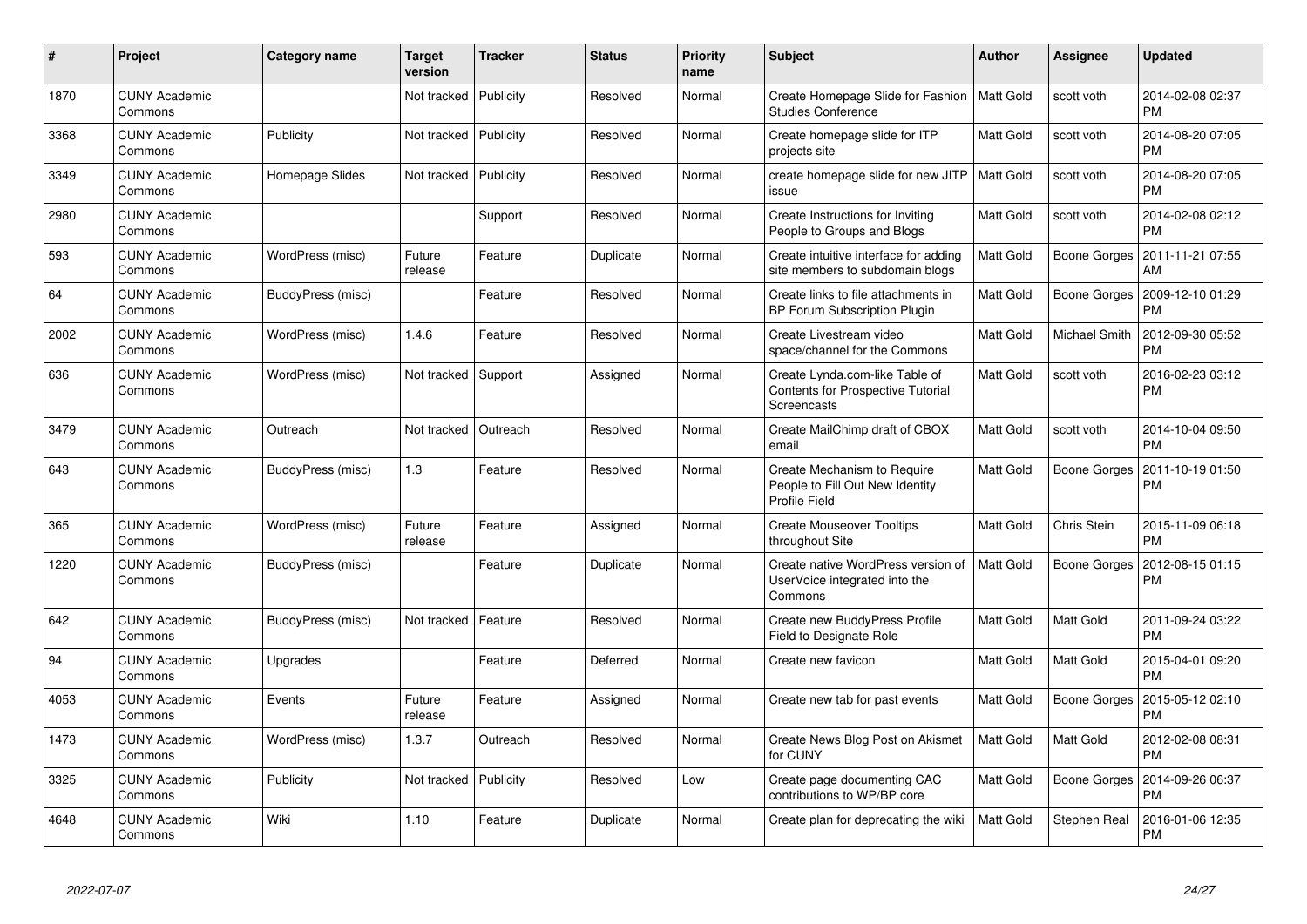| # | Project | Category name | Target version | Tracker | Status | Priority name | Subject | Author | Assignee | Updated |
|---|---|---|---|---|---|---|---|---|---|---|
| 1870 | CUNY Academic Commons | | Not tracked | Publicity | Resolved | Normal | Create Homepage Slide for Fashion Studies Conference | Matt Gold | scott voth | 2014-02-08 02:37 PM |
| 3368 | CUNY Academic Commons | Publicity | Not tracked | Publicity | Resolved | Normal | Create homepage slide for ITP projects site | Matt Gold | scott voth | 2014-08-20 07:05 PM |
| 3349 | CUNY Academic Commons | Homepage Slides | Not tracked | Publicity | Resolved | Normal | create homepage slide for new JITP issue | Matt Gold | scott voth | 2014-08-20 07:05 PM |
| 2980 | CUNY Academic Commons | | | Support | Resolved | Normal | Create Instructions for Inviting People to Groups and Blogs | Matt Gold | scott voth | 2014-02-08 02:12 PM |
| 593 | CUNY Academic Commons | WordPress (misc) | Future release | Feature | Duplicate | Normal | Create intuitive interface for adding site members to subdomain blogs | Matt Gold | Boone Gorges | 2011-11-21 07:55 AM |
| 64 | CUNY Academic Commons | BuddyPress (misc) | | Feature | Resolved | Normal | Create links to file attachments in BP Forum Subscription Plugin | Matt Gold | Boone Gorges | 2009-12-10 01:29 PM |
| 2002 | CUNY Academic Commons | WordPress (misc) | 1.4.6 | Feature | Resolved | Normal | Create Livestream video space/channel for the Commons | Matt Gold | Michael Smith | 2012-09-30 05:52 PM |
| 636 | CUNY Academic Commons | WordPress (misc) | Not tracked | Support | Assigned | Normal | Create Lynda.com-like Table of Contents for Prospective Tutorial Screencasts | Matt Gold | scott voth | 2016-02-23 03:12 PM |
| 3479 | CUNY Academic Commons | Outreach | Not tracked | Outreach | Resolved | Normal | Create MailChimp draft of CBOX email | Matt Gold | scott voth | 2014-10-04 09:50 PM |
| 643 | CUNY Academic Commons | BuddyPress (misc) | 1.3 | Feature | Resolved | Normal | Create Mechanism to Require People to Fill Out New Identity Profile Field | Matt Gold | Boone Gorges | 2011-10-19 01:50 PM |
| 365 | CUNY Academic Commons | WordPress (misc) | Future release | Feature | Assigned | Normal | Create Mouseover Tooltips throughout Site | Matt Gold | Chris Stein | 2015-11-09 06:18 PM |
| 1220 | CUNY Academic Commons | BuddyPress (misc) | | Feature | Duplicate | Normal | Create native WordPress version of UserVoice integrated into the Commons | Matt Gold | Boone Gorges | 2012-08-15 01:15 PM |
| 642 | CUNY Academic Commons | BuddyPress (misc) | Not tracked | Feature | Resolved | Normal | Create new BuddyPress Profile Field to Designate Role | Matt Gold | Matt Gold | 2011-09-24 03:22 PM |
| 94 | CUNY Academic Commons | Upgrades | | Feature | Deferred | Normal | Create new favicon | Matt Gold | Matt Gold | 2015-04-01 09:20 PM |
| 4053 | CUNY Academic Commons | Events | Future release | Feature | Assigned | Normal | Create new tab for past events | Matt Gold | Boone Gorges | 2015-05-12 02:10 PM |
| 1473 | CUNY Academic Commons | WordPress (misc) | 1.3.7 | Outreach | Resolved | Normal | Create News Blog Post on Akismet for CUNY | Matt Gold | Matt Gold | 2012-02-08 08:31 PM |
| 3325 | CUNY Academic Commons | Publicity | Not tracked | Publicity | Resolved | Low | Create page documenting CAC contributions to WP/BP core | Matt Gold | Boone Gorges | 2014-09-26 06:37 PM |
| 4648 | CUNY Academic Commons | Wiki | 1.10 | Feature | Duplicate | Normal | Create plan for deprecating the wiki | Matt Gold | Stephen Real | 2016-01-06 12:35 PM |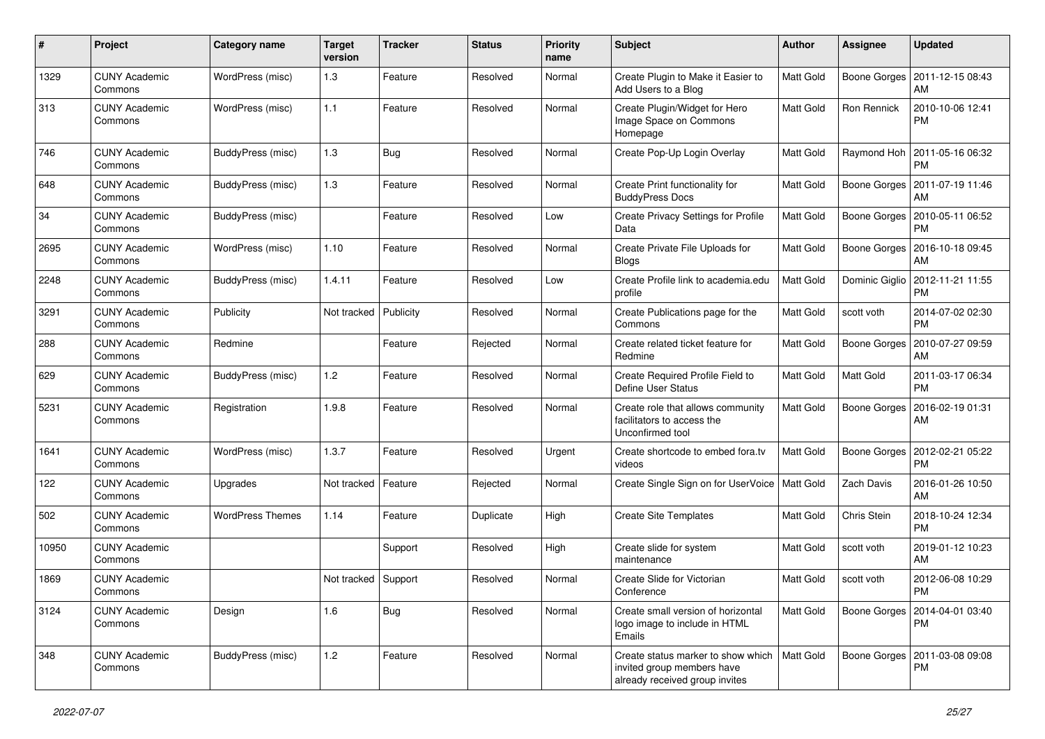| # | Project | Category name | Target version | Tracker | Status | Priority name | Subject | Author | Assignee | Updated |
|---|---|---|---|---|---|---|---|---|---|---|
| 1329 | CUNY Academic Commons | WordPress (misc) | 1.3 | Feature | Resolved | Normal | Create Plugin to Make it Easier to Add Users to a Blog | Matt Gold | Boone Gorges | 2011-12-15 08:43 AM |
| 313 | CUNY Academic Commons | WordPress (misc) | 1.1 | Feature | Resolved | Normal | Create Plugin/Widget for Hero Image Space on Commons Homepage | Matt Gold | Ron Rennick | 2010-10-06 12:41 PM |
| 746 | CUNY Academic Commons | BuddyPress (misc) | 1.3 | Bug | Resolved | Normal | Create Pop-Up Login Overlay | Matt Gold | Raymond Hoh | 2011-05-16 06:32 PM |
| 648 | CUNY Academic Commons | BuddyPress (misc) | 1.3 | Feature | Resolved | Normal | Create Print functionality for BuddyPress Docs | Matt Gold | Boone Gorges | 2011-07-19 11:46 AM |
| 34 | CUNY Academic Commons | BuddyPress (misc) | | Feature | Resolved | Low | Create Privacy Settings for Profile Data | Matt Gold | Boone Gorges | 2010-05-11 06:52 PM |
| 2695 | CUNY Academic Commons | WordPress (misc) | 1.10 | Feature | Resolved | Normal | Create Private File Uploads for Blogs | Matt Gold | Boone Gorges | 2016-10-18 09:45 AM |
| 2248 | CUNY Academic Commons | BuddyPress (misc) | 1.4.11 | Feature | Resolved | Low | Create Profile link to academia.edu profile | Matt Gold | Dominic Giglio | 2012-11-21 11:55 PM |
| 3291 | CUNY Academic Commons | Publicity | Not tracked | Publicity | Resolved | Normal | Create Publications page for the Commons | Matt Gold | scott voth | 2014-07-02 02:30 PM |
| 288 | CUNY Academic Commons | Redmine | | Feature | Rejected | Normal | Create related ticket feature for Redmine | Matt Gold | Boone Gorges | 2010-07-27 09:59 AM |
| 629 | CUNY Academic Commons | BuddyPress (misc) | 1.2 | Feature | Resolved | Normal | Create Required Profile Field to Define User Status | Matt Gold | Matt Gold | 2011-03-17 06:34 PM |
| 5231 | CUNY Academic Commons | Registration | 1.9.8 | Feature | Resolved | Normal | Create role that allows community facilitators to access the Unconfirmed tool | Matt Gold | Boone Gorges | 2016-02-19 01:31 AM |
| 1641 | CUNY Academic Commons | WordPress (misc) | 1.3.7 | Feature | Resolved | Urgent | Create shortcode to embed fora.tv videos | Matt Gold | Boone Gorges | 2012-02-21 05:22 PM |
| 122 | CUNY Academic Commons | Upgrades | Not tracked | Feature | Rejected | Normal | Create Single Sign on for UserVoice | Matt Gold | Zach Davis | 2016-01-26 10:50 AM |
| 502 | CUNY Academic Commons | WordPress Themes | 1.14 | Feature | Duplicate | High | Create Site Templates | Matt Gold | Chris Stein | 2018-10-24 12:34 PM |
| 10950 | CUNY Academic Commons | | | Support | Resolved | High | Create slide for system maintenance | Matt Gold | scott voth | 2019-01-12 10:23 AM |
| 1869 | CUNY Academic Commons | | Not tracked | Support | Resolved | Normal | Create Slide for Victorian Conference | Matt Gold | scott voth | 2012-06-08 10:29 PM |
| 3124 | CUNY Academic Commons | Design | 1.6 | Bug | Resolved | Normal | Create small version of horizontal logo image to include in HTML Emails | Matt Gold | Boone Gorges | 2014-04-01 03:40 PM |
| 348 | CUNY Academic Commons | BuddyPress (misc) | 1.2 | Feature | Resolved | Normal | Create status marker to show which invited group members have already received group invites | Matt Gold | Boone Gorges | 2011-03-08 09:08 PM |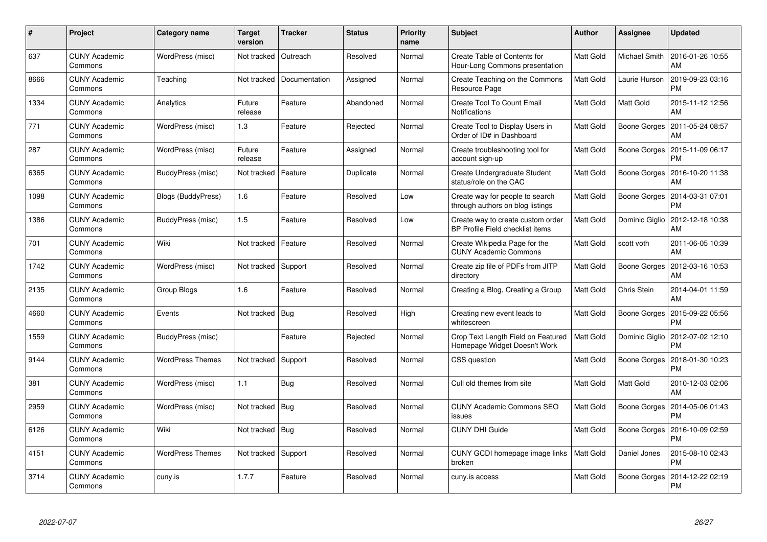| # | Project | Category name | Target version | Tracker | Status | Priority name | Subject | Author | Assignee | Updated |
|---|---|---|---|---|---|---|---|---|---|---|
| 637 | CUNY Academic Commons | WordPress (misc) | Not tracked | Outreach | Resolved | Normal | Create Table of Contents for Hour-Long Commons presentation | Matt Gold | Michael Smith | 2016-01-26 10:55 AM |
| 8666 | CUNY Academic Commons | Teaching | Not tracked | Documentation | Assigned | Normal | Create Teaching on the Commons Resource Page | Matt Gold | Laurie Hurson | 2019-09-23 03:16 PM |
| 1334 | CUNY Academic Commons | Analytics | Future release | Feature | Abandoned | Normal | Create Tool To Count Email Notifications | Matt Gold | Matt Gold | 2015-11-12 12:56 AM |
| 771 | CUNY Academic Commons | WordPress (misc) | 1.3 | Feature | Rejected | Normal | Create Tool to Display Users in Order of ID# in Dashboard | Matt Gold | Boone Gorges | 2011-05-24 08:57 AM |
| 287 | CUNY Academic Commons | WordPress (misc) | Future release | Feature | Assigned | Normal | Create troubleshooting tool for account sign-up | Matt Gold | Boone Gorges | 2015-11-09 06:17 PM |
| 6365 | CUNY Academic Commons | BuddyPress (misc) | Not tracked | Feature | Duplicate | Normal | Create Undergraduate Student status/role on the CAC | Matt Gold | Boone Gorges | 2016-10-20 11:38 AM |
| 1098 | CUNY Academic Commons | Blogs (BuddyPress) | 1.6 | Feature | Resolved | Low | Create way for people to search through authors on blog listings | Matt Gold | Boone Gorges | 2014-03-31 07:01 PM |
| 1386 | CUNY Academic Commons | BuddyPress (misc) | 1.5 | Feature | Resolved | Low | Create way to create custom order BP Profile Field checklist items | Matt Gold | Dominic Giglio | 2012-12-18 10:38 AM |
| 701 | CUNY Academic Commons | Wiki | Not tracked | Feature | Resolved | Normal | Create Wikipedia Page for the CUNY Academic Commons | Matt Gold | scott voth | 2011-06-05 10:39 AM |
| 1742 | CUNY Academic Commons | WordPress (misc) | Not tracked | Support | Resolved | Normal | Create zip file of PDFs from JITP directory | Matt Gold | Boone Gorges | 2012-03-16 10:53 AM |
| 2135 | CUNY Academic Commons | Group Blogs | 1.6 | Feature | Resolved | Normal | Creating a Blog, Creating a Group | Matt Gold | Chris Stein | 2014-04-01 11:59 AM |
| 4660 | CUNY Academic Commons | Events | Not tracked | Bug | Resolved | High | Creating new event leads to whitescreen | Matt Gold | Boone Gorges | 2015-09-22 05:56 PM |
| 1559 | CUNY Academic Commons | BuddyPress (misc) | | Feature | Rejected | Normal | Crop Text Length Field on Featured Homepage Widget Doesn't Work | Matt Gold | Dominic Giglio | 2012-07-02 12:10 PM |
| 9144 | CUNY Academic Commons | WordPress Themes | Not tracked | Support | Resolved | Normal | CSS question | Matt Gold | Boone Gorges | 2018-01-30 10:23 PM |
| 381 | CUNY Academic Commons | WordPress (misc) | 1.1 | Bug | Resolved | Normal | Cull old themes from site | Matt Gold | Matt Gold | 2010-12-03 02:06 AM |
| 2959 | CUNY Academic Commons | WordPress (misc) | Not tracked | Bug | Resolved | Normal | CUNY Academic Commons SEO issues | Matt Gold | Boone Gorges | 2014-05-06 01:43 PM |
| 6126 | CUNY Academic Commons | Wiki | Not tracked | Bug | Resolved | Normal | CUNY DHI Guide | Matt Gold | Boone Gorges | 2016-10-09 02:59 PM |
| 4151 | CUNY Academic Commons | WordPress Themes | Not tracked | Support | Resolved | Normal | CUNY GCDI homepage image links broken | Matt Gold | Daniel Jones | 2015-08-10 02:43 PM |
| 3714 | CUNY Academic Commons | cuny.is | 1.7.7 | Feature | Resolved | Normal | cuny.is access | Matt Gold | Boone Gorges | 2014-12-22 02:19 PM |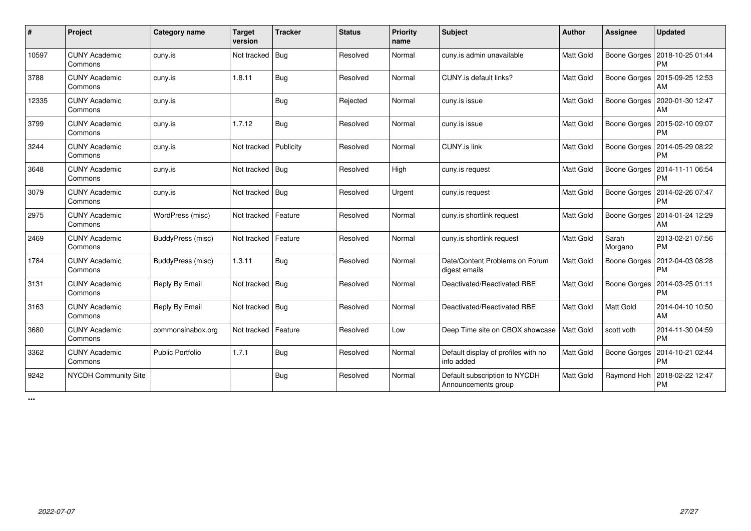| # | Project | Category name | Target version | Tracker | Status | Priority name | Subject | Author | Assignee | Updated |
|---|---|---|---|---|---|---|---|---|---|---|
| 10597 | CUNY Academic Commons | cuny.is | Not tracked | Bug | Resolved | Normal | cuny.is admin unavailable | Matt Gold | Boone Gorges | 2018-10-25 01:44 PM |
| 3788 | CUNY Academic Commons | cuny.is | 1.8.11 | Bug | Resolved | Normal | CUNY.is default links? | Matt Gold | Boone Gorges | 2015-09-25 12:53 AM |
| 12335 | CUNY Academic Commons | cuny.is | | Bug | Rejected | Normal | cuny.is issue | Matt Gold | Boone Gorges | 2020-01-30 12:47 AM |
| 3799 | CUNY Academic Commons | cuny.is | 1.7.12 | Bug | Resolved | Normal | cuny.is issue | Matt Gold | Boone Gorges | 2015-02-10 09:07 PM |
| 3244 | CUNY Academic Commons | cuny.is | Not tracked | Publicity | Resolved | Normal | CUNY.is link | Matt Gold | Boone Gorges | 2014-05-29 08:22 PM |
| 3648 | CUNY Academic Commons | cuny.is | Not tracked | Bug | Resolved | High | cuny.is request | Matt Gold | Boone Gorges | 2014-11-11 06:54 PM |
| 3079 | CUNY Academic Commons | cuny.is | Not tracked | Bug | Resolved | Urgent | cuny.is request | Matt Gold | Boone Gorges | 2014-02-26 07:47 PM |
| 2975 | CUNY Academic Commons | WordPress (misc) | Not tracked | Feature | Resolved | Normal | cuny.is shortlink request | Matt Gold | Boone Gorges | 2014-01-24 12:29 AM |
| 2469 | CUNY Academic Commons | BuddyPress (misc) | Not tracked | Feature | Resolved | Normal | cuny.is shortlink request | Matt Gold | Sarah Morgano | 2013-02-21 07:56 PM |
| 1784 | CUNY Academic Commons | BuddyPress (misc) | 1.3.11 | Bug | Resolved | Normal | Date/Content Problems on Forum digest emails | Matt Gold | Boone Gorges | 2012-04-03 08:28 PM |
| 3131 | CUNY Academic Commons | Reply By Email | Not tracked | Bug | Resolved | Normal | Deactivated/Reactivated RBE | Matt Gold | Boone Gorges | 2014-03-25 01:11 PM |
| 3163 | CUNY Academic Commons | Reply By Email | Not tracked | Bug | Resolved | Normal | Deactivated/Reactivated RBE | Matt Gold | Matt Gold | 2014-04-10 10:50 AM |
| 3680 | CUNY Academic Commons | commonsinabox.org | Not tracked | Feature | Resolved | Low | Deep Time site on CBOX showcase | Matt Gold | scott voth | 2014-11-30 04:59 PM |
| 3362 | CUNY Academic Commons | Public Portfolio | 1.7.1 | Bug | Resolved | Normal | Default display of profiles with no info added | Matt Gold | Boone Gorges | 2014-10-21 02:44 PM |
| 9242 | NYCDH Community Site | | | Bug | Resolved | Normal | Default subscription to NYCDH Announcements group | Matt Gold | Raymond Hoh | 2018-02-22 12:47 PM |

...